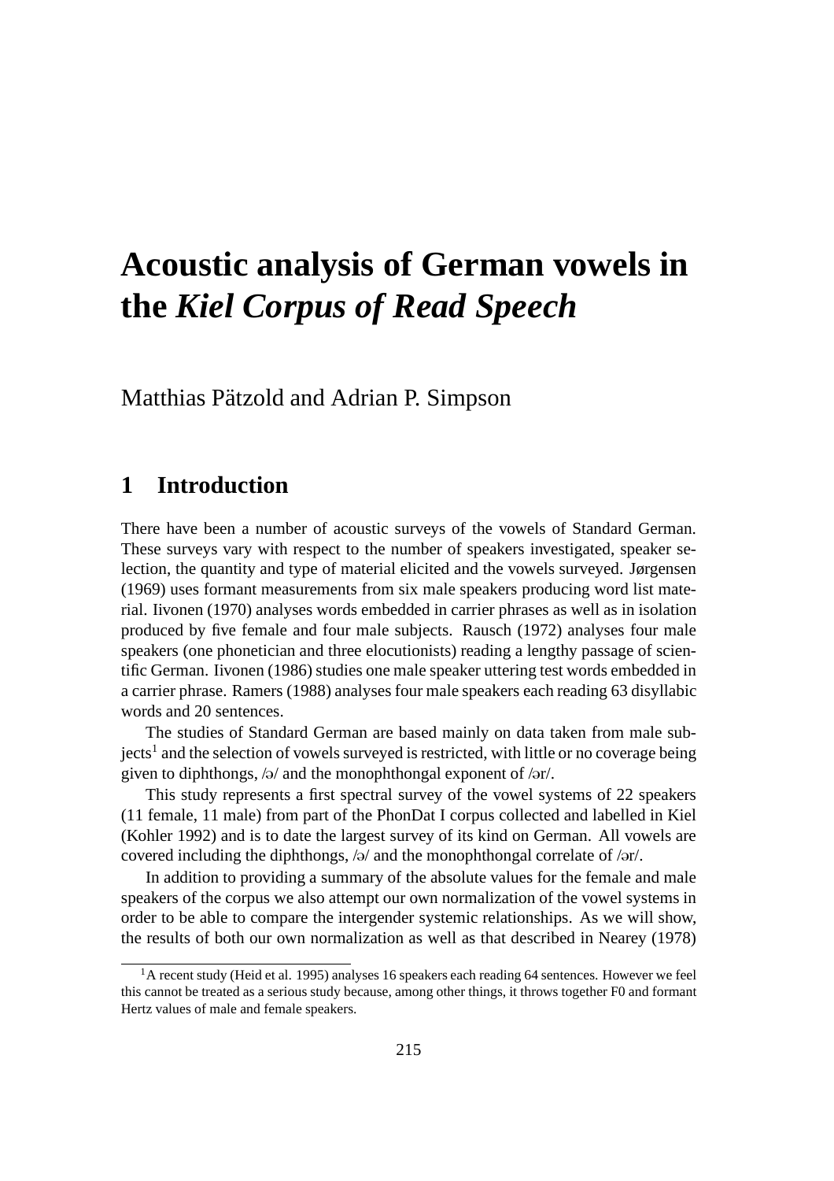# Acoustic analysis of German vowels in the *Kiel Corpus of Read Speech*

Matthias Pätzold and Adrian P. Simpson

## 1 Introduction

There have been a number of acoustic surveys of the vowels of Standard German. These surveys vary with respect to the number of speakers investigated, speaker selection, the quantity and type of material elicited and the vowels surveyed. Jørgensen (1969) uses formant measurements from six male speakers producing word list material. Iivonen (1970) analyses words embedded in carrier phrases as well as in isolation produced by five female and four male subjects. Rausch (1972) analyses four male speakers (one phonetician and three elocutionists) reading a lengthy passage of scientific German. Iivonen (1986) studies one male speaker uttering test words embedded in a carrier phrase. Ramers (1988) analyses four male speakers each reading 63 disyllabic words and 20 sentences.

The studies of Standard German are based mainly on data taken from male subjects[1] and the selection of vowels surveyed is restricted, with little or no coverage being given to diphthongs, /ə/ and the monophthongal exponent of /ər/.

This study represents a first spectral survey of the vowel systems of 22 speakers (11 female, 11 male) from part of the PhonDat I corpus collected and labelled in Kiel (Kohler 1992) and is to date the largest survey of its kind on German. All vowels are covered including the diphthongs, /ə/ and the monophthongal correlate of /ər/.

In addition to providing a summary of the absolute values for the female and male speakers of the corpus we also attempt our own normalization of the vowel systems in order to be able to compare the intergender systemic relationships. As we will show, the results of both our own normalization as well as that described in Nearey (1978)

[1] A recent study (Heid et al. 1995) analyses 16 speakers each reading 64 sentences. However we feel this cannot be treated as a serious study because, among other things, it throws together F0 and formant Hertz values of male and female speakers.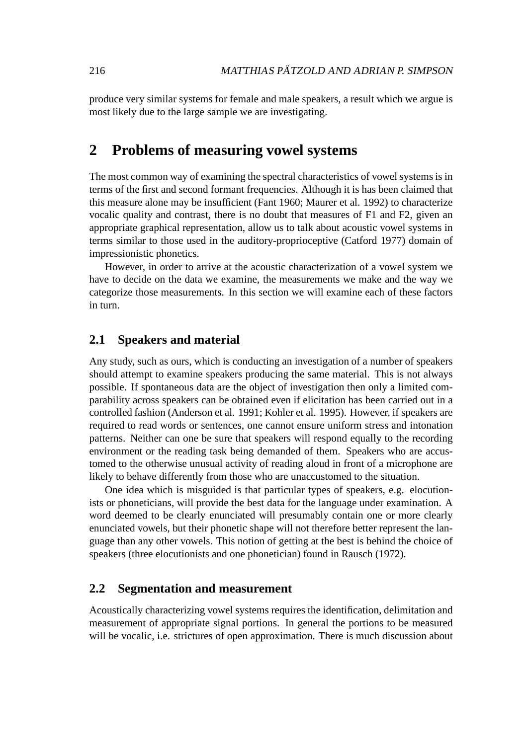produce very similar systems for female and male speakers, a result which we argue is most likely due to the large sample we are investigating.

## 2 Problems of measuring vowel systems

The most common way of examining the spectral characteristics of vowel systems is in terms of the first and second formant frequencies. Although it is has been claimed that this measure alone may be insufficient (Fant 1960; Maurer et al. 1992) to characterize vocalic quality and contrast, there is no doubt that measures of F1 and F2, given an appropriate graphical representation, allow us to talk about acoustic vowel systems in terms similar to those used in the auditory-proprioceptive (Catford 1977) domain of impressionistic phonetics.

However, in order to arrive at the acoustic characterization of a vowel system we have to decide on the data we examine, the measurements we make and the way we categorize those measurements. In this section we will examine each of these factors in turn.

### 2.1 Speakers and material

Any study, such as ours, which is conducting an investigation of a number of speakers should attempt to examine speakers producing the same material. This is not always possible. If spontaneous data are the object of investigation then only a limited comparability across speakers can be obtained even if elicitation has been carried out in a controlled fashion (Anderson et al. 1991; Kohler et al. 1995). However, if speakers are required to read words or sentences, one cannot ensure uniform stress and intonation patterns. Neither can one be sure that speakers will respond equally to the recording environment or the reading task being demanded of them. Speakers who are accustomed to the otherwise unusual activity of reading aloud in front of a microphone are likely to behave differently from those who are unaccustomed to the situation.

One idea which is misguided is that particular types of speakers, e.g. elocutionists or phoneticians, will provide the best data for the language under examination. A word deemed to be clearly enunciated will presumably contain one or more clearly enunciated vowels, but their phonetic shape will not therefore better represent the language than any other vowels. This notion of getting at the best is behind the choice of speakers (three elocutionists and one phonetician) found in Rausch (1972).

### 2.2 Segmentation and measurement

Acoustically characterizing vowel systems requires the identification, delimitation and measurement of appropriate signal portions. In general the portions to be measured will be vocalic, i.e. strictures of open approximation. There is much discussion about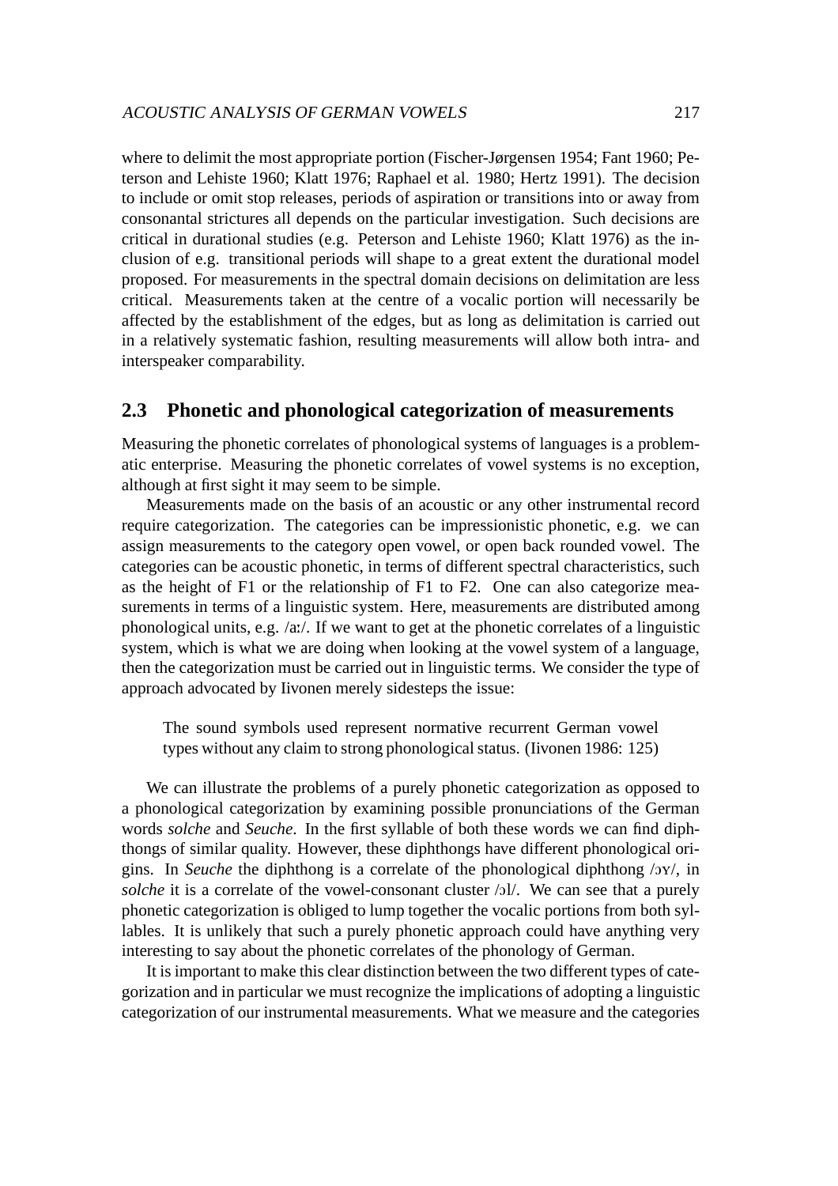where to delimit the most appropriate portion (Fischer-Jørgensen 1954; Fant 1960; Peterson and Lehiste 1960; Klatt 1976; Raphael et al. 1980; Hertz 1991). The decision to include or omit stop releases, periods of aspiration or transitions into or away from consonantal strictures all depends on the particular investigation. Such decisions are critical in durational studies (e.g. Peterson and Lehiste 1960; Klatt 1976) as the inclusion of e.g. transitional periods will shape to a great extent the durational model proposed. For measurements in the spectral domain decisions on delimitation are less critical. Measurements taken at the centre of a vocalic portion will necessarily be affected by the establishment of the edges, but as long as delimitation is carried out in a relatively systematic fashion, resulting measurements will allow both intra- and interspeaker comparability.

## 2.3 Phonetic and phonological categorization of measurements

Measuring the phonetic correlates of phonological systems of languages is a problematic enterprise. Measuring the phonetic correlates of vowel systems is no exception, although at first sight it may seem to be simple.

Measurements made on the basis of an acoustic or any other instrumental record require categorization. The categories can be impressionistic phonetic, e.g. we can assign measurements to the category open vowel, or open back rounded vowel. The categories can be acoustic phonetic, in terms of different spectral characteristics, such as the height of F1 or the relationship of F1 to F2. One can also categorize measurements in terms of a linguistic system. Here, measurements are distributed among phonological units, e.g. /aː/. If we want to get at the phonetic correlates of a linguistic system, which is what we are doing when looking at the vowel system of a language, then the categorization must be carried out in linguistic terms. We consider the type of approach advocated by Iivonen merely sidesteps the issue:

> The sound symbols used represent normative recurrent German vowel types without any claim to strong phonological status. (Iivonen 1986: 125)

We can illustrate the problems of a purely phonetic categorization as opposed to a phonological categorization by examining possible pronunciations of the German words *solche* and *Seuche*. In the first syllable of both these words we can find diphthongs of similar quality. However, these diphthongs have different phonological origins. In *Seuche* the diphthong is a correlate of the phonological diphthong /ɔʏ/, in *solche* it is a correlate of the vowel-consonant cluster /ɔl/. We can see that a purely phonetic categorization is obliged to lump together the vocalic portions from both syllables. It is unlikely that such a purely phonetic approach could have anything very interesting to say about the phonetic correlates of the phonology of German.

It is important to make this clear distinction between the two different types of categorization and in particular we must recognize the implications of adopting a linguistic categorization of our instrumental measurements. What we measure and the categories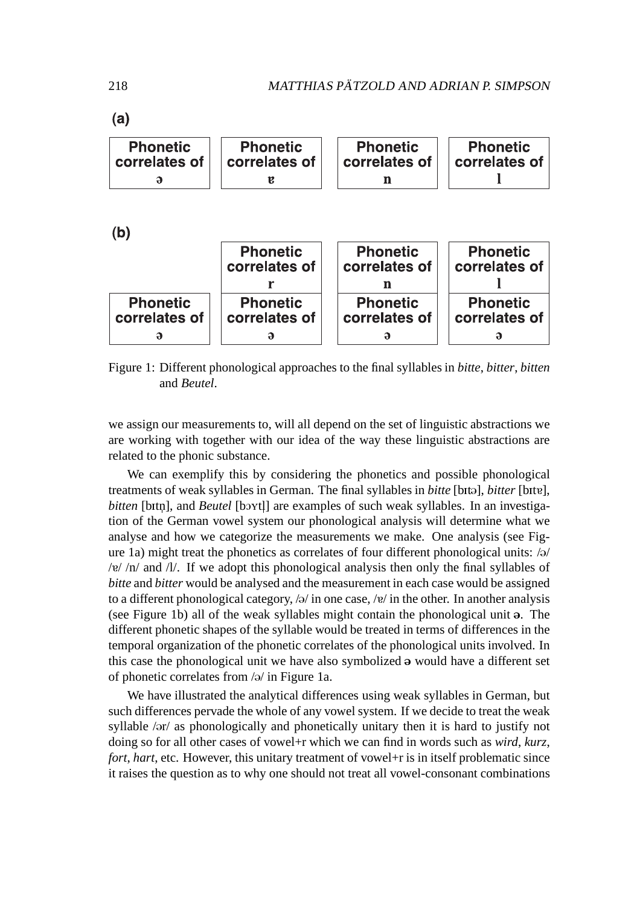(a)

| Phonetic correlates of ə | Phonetic correlates of ɐ | Phonetic correlates of n | Phonetic correlates of l |
|---|---|---|---|

(b)

| | Phonetic correlates of r | Phonetic correlates of n | Phonetic correlates of l |
|---|---|---|---|
| Phonetic correlates of ə | Phonetic correlates of ə | Phonetic correlates of ə | Phonetic correlates of ə |

Figure 1: Different phonological approaches to the final syllables in *bitte*, *bitter*, *bitten* and *Beutel*.

we assign our measurements to, will all depend on the set of linguistic abstractions we are working with together with our idea of the way these linguistic abstractions are related to the phonic substance.

We can exemplify this by considering the phonetics and possible phonological treatments of weak syllables in German. The final syllables in *bitte* [bɪtə], *bitter* [bɪtɐ], *bitten* [bɪtn̩], and *Beutel* [bɔʏtl̩] are examples of such weak syllables. In an investigation of the German vowel system our phonological analysis will determine what we analyse and how we categorize the measurements we make. One analysis (see Figure 1a) might treat the phonetics as correlates of four different phonological units: /ə/ /ɐ/ /n/ and /l/. If we adopt this phonological analysis then only the final syllables of *bitte* and *bitter* would be analysed and the measurement in each case would be assigned to a different phonological category, /ə/ in one case, /ɐ/ in the other. In another analysis (see Figure 1b) all of the weak syllables might contain the phonological unit **ə**. The different phonetic shapes of the syllable would be treated in terms of differences in the temporal organization of the phonetic correlates of the phonological units involved. In this case the phonological unit we have also symbolized **ə** would have a different set of phonetic correlates from /ə/ in Figure 1a.

We have illustrated the analytical differences using weak syllables in German, but such differences pervade the whole of any vowel system. If we decide to treat the weak syllable /ər/ as phonologically and phonetically unitary then it is hard to justify not doing so for all other cases of vowel+r which we can find in words such as *wird*, *kurz*, *fort*, *hart*, etc. However, this unitary treatment of vowel+r is in itself problematic since it raises the question as to why one should not treat all vowel-consonant combinations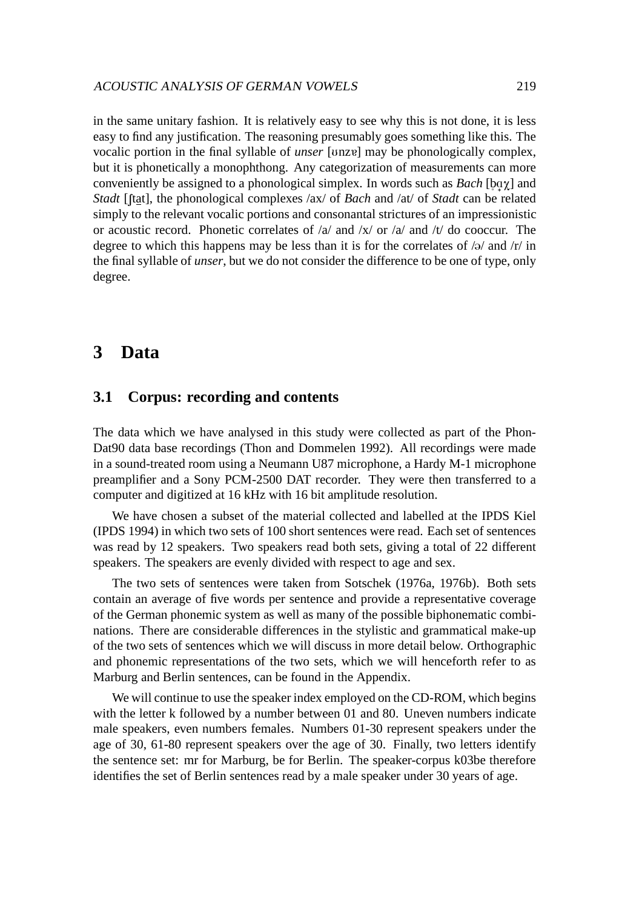in the same unitary fashion. It is relatively easy to see why this is not done, it is less easy to find any justification. The reasoning presumably goes something like this. The vocalic portion in the final syllable of *unser* [ʊnzɐ] may be phonologically complex, but it is phonetically a monophthong. Any categorization of measurements can more conveniently be assigned to a phonological simplex. In words such as *Bach* [b̥ɑ̟χ] and *Stadt* [ʃta̠t], the phonological complexes /ax/ of *Bach* and /at/ of *Stadt* can be related simply to the relevant vocalic portions and consonantal strictures of an impressionistic or acoustic record. Phonetic correlates of /a/ and /x/ or /a/ and /t/ do cooccur. The degree to which this happens may be less than it is for the correlates of /ə/ and /r/ in the final syllable of *unser*, but we do not consider the difference to be one of type, only degree.

# 3 Data

## 3.1 Corpus: recording and contents

The data which we have analysed in this study were collected as part of the PhonDat90 data base recordings (Thon and Dommelen 1992). All recordings were made in a sound-treated room using a Neumann U87 microphone, a Hardy M-1 microphone preamplifier and a Sony PCM-2500 DAT recorder. They were then transferred to a computer and digitized at 16 kHz with 16 bit amplitude resolution.

We have chosen a subset of the material collected and labelled at the IPDS Kiel (IPDS 1994) in which two sets of 100 short sentences were read. Each set of sentences was read by 12 speakers. Two speakers read both sets, giving a total of 22 different speakers. The speakers are evenly divided with respect to age and sex.

The two sets of sentences were taken from Sotschek (1976a, 1976b). Both sets contain an average of five words per sentence and provide a representative coverage of the German phonemic system as well as many of the possible biphonematic combinations. There are considerable differences in the stylistic and grammatical make-up of the two sets of sentences which we will discuss in more detail below. Orthographic and phonemic representations of the two sets, which we will henceforth refer to as Marburg and Berlin sentences, can be found in the Appendix.

We will continue to use the speaker index employed on the CD-ROM, which begins with the letter k followed by a number between 01 and 80. Uneven numbers indicate male speakers, even numbers females. Numbers 01-30 represent speakers under the age of 30, 61-80 represent speakers over the age of 30. Finally, two letters identify the sentence set: mr for Marburg, be for Berlin. The speaker-corpus k03be therefore identifies the set of Berlin sentences read by a male speaker under 30 years of age.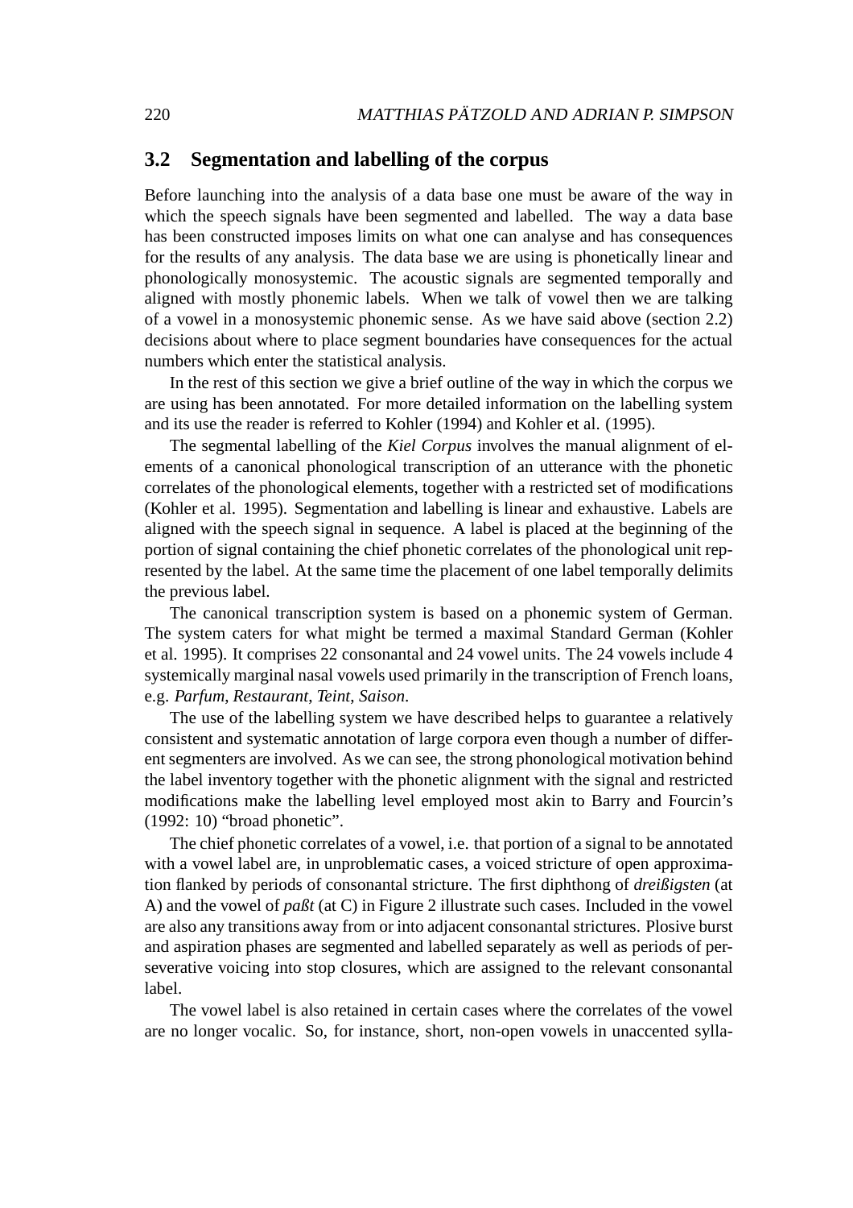## 3.2 Segmentation and labelling of the corpus

Before launching into the analysis of a data base one must be aware of the way in which the speech signals have been segmented and labelled. The way a data base has been constructed imposes limits on what one can analyse and has consequences for the results of any analysis. The data base we are using is phonetically linear and phonologically monosystemic. The acoustic signals are segmented temporally and aligned with mostly phonemic labels. When we talk of vowel then we are talking of a vowel in a monosystemic phonemic sense. As we have said above (section 2.2) decisions about where to place segment boundaries have consequences for the actual numbers which enter the statistical analysis.

In the rest of this section we give a brief outline of the way in which the corpus we are using has been annotated. For more detailed information on the labelling system and its use the reader is referred to Kohler (1994) and Kohler et al. (1995).

The segmental labelling of the *Kiel Corpus* involves the manual alignment of elements of a canonical phonological transcription of an utterance with the phonetic correlates of the phonological elements, together with a restricted set of modifications (Kohler et al. 1995). Segmentation and labelling is linear and exhaustive. Labels are aligned with the speech signal in sequence. A label is placed at the beginning of the portion of signal containing the chief phonetic correlates of the phonological unit represented by the label. At the same time the placement of one label temporally delimits the previous label.

The canonical transcription system is based on a phonemic system of German. The system caters for what might be termed a maximal Standard German (Kohler et al. 1995). It comprises 22 consonantal and 24 vowel units. The 24 vowels include 4 systemically marginal nasal vowels used primarily in the transcription of French loans, e.g. *Parfum*, *Restaurant*, *Teint*, *Saison*.

The use of the labelling system we have described helps to guarantee a relatively consistent and systematic annotation of large corpora even though a number of different segmenters are involved. As we can see, the strong phonological motivation behind the label inventory together with the phonetic alignment with the signal and restricted modifications make the labelling level employed most akin to Barry and Fourcin's (1992: 10) "broad phonetic".

The chief phonetic correlates of a vowel, i.e. that portion of a signal to be annotated with a vowel label are, in unproblematic cases, a voiced stricture of open approximation flanked by periods of consonantal stricture. The first diphthong of *dreißigsten* (at A) and the vowel of *paßt* (at C) in Figure 2 illustrate such cases. Included in the vowel are also any transitions away from or into adjacent consonantal strictures. Plosive burst and aspiration phases are segmented and labelled separately as well as periods of perseverative voicing into stop closures, which are assigned to the relevant consonantal label.

The vowel label is also retained in certain cases where the correlates of the vowel are no longer vocalic. So, for instance, short, non-open vowels in unaccented sylla-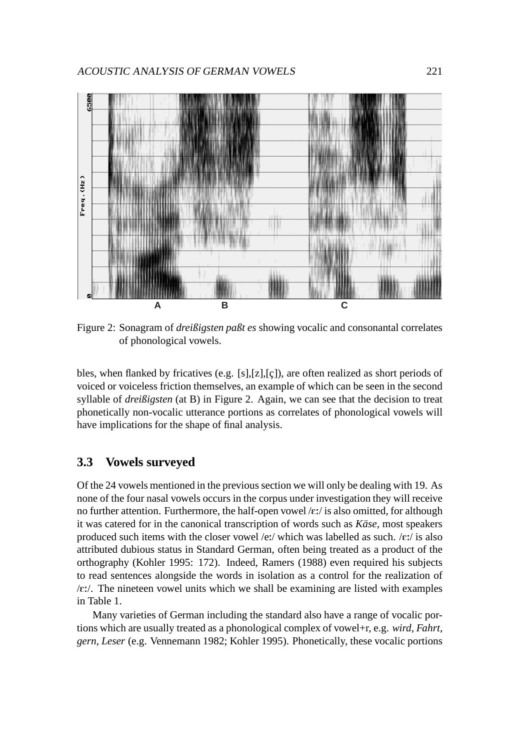Figure 2: Sonagram of *dreißigsten paßt es* showing vocalic and consonantal correlates of phonological vowels.

bles, when flanked by fricatives (e.g. [s],[z],[ç]), are often realized as short periods of voiced or voiceless friction themselves, an example of which can be seen in the second syllable of *dreißigsten* (at B) in Figure 2. Again, we can see that the decision to treat phonetically non-vocalic utterance portions as correlates of phonological vowels will have implications for the shape of final analysis.

## 3.3 Vowels surveyed

Of the 24 vowels mentioned in the previous section we will only be dealing with 19. As none of the four nasal vowels occurs in the corpus under investigation they will receive no further attention. Furthermore, the half-open vowel /ɛː/ is also omitted, for although it was catered for in the canonical transcription of words such as *Käse*, most speakers produced such items with the closer vowel /eː/ which was labelled as such. /ɛː/ is also attributed dubious status in Standard German, often being treated as a product of the orthography (Kohler 1995: 172). Indeed, Ramers (1988) even required his subjects to read sentences alongside the words in isolation as a control for the realization of /ɛː/. The nineteen vowel units which we shall be examining are listed with examples in Table 1.

Many varieties of German including the standard also have a range of vocalic portions which are usually treated as a phonological complex of vowel+r, e.g. *wird*, *Fahrt*, *gern*, *Leser* (e.g. Vennemann 1982; Kohler 1995). Phonetically, these vocalic portions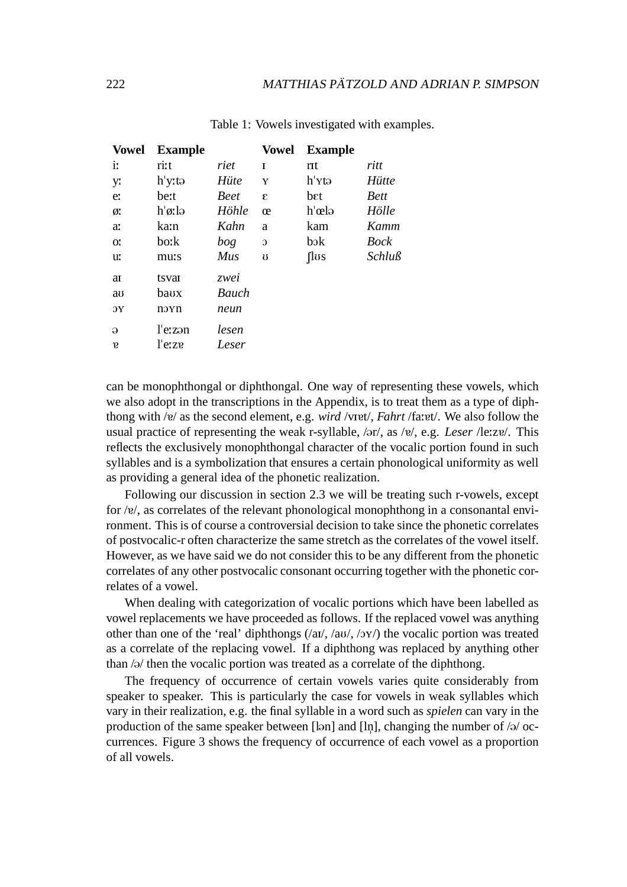Table 1: Vowels investigated with examples.

| Vowel | Example | | Vowel | Example | |
|---|---|---|---|---|---|
| iː | riːt | *riet* | ɪ | rɪt | *ritt* |
| yː | hˈyːtə | *Hüte* | ʏ | hˈʏtə | *Hütte* |
| eː | beːt | *Beet* | ɛ | bɛt | *Bett* |
| øː | hˈøːlə | *Höhle* | œ | hˈœlə | *Hölle* |
| aː | kaːn | *Kahn* | a | kam | *Kamm* |
| oː | boːk | *bog* | ɔ | bɔk | *Bock* |
| uː | muːs | *Mus* | ʊ | ʃlʊs | *Schluß* |
| aɪ | tsvaɪ | *zwei* | | | |
| aʊ | baʊx | *Bauch* | | | |
| ɔʏ | nɔʏn | *neun* | | | |
| ə | lˈeːzən | *lesen* | | | |
| ɐ | lˈeːzɐ | *Leser* | | | |

can be monophthongal or diphthongal. One way of representing these vowels, which we also adopt in the transcriptions in the Appendix, is to treat them as a type of diphthong with /ɐ/ as the second element, e.g. *wird* /vɪɐt/, *Fahrt* /faːɐt/. We also follow the usual practice of representing the weak r-syllable, /ər/, as /ɐ/, e.g. *Leser* /leːzɐ/. This reflects the exclusively monophthongal character of the vocalic portion found in such syllables and is a symbolization that ensures a certain phonological uniformity as well as providing a general idea of the phonetic realization.

Following our discussion in section 2.3 we will be treating such r-vowels, except for /ɐ/, as correlates of the relevant phonological monophthong in a consonantal environment. This is of course a controversial decision to take since the phonetic correlates of postvocalic-r often characterize the same stretch as the correlates of the vowel itself. However, as we have said we do not consider this to be any different from the phonetic correlates of any other postvocalic consonant occurring together with the phonetic correlates of a vowel.

When dealing with categorization of vocalic portions which have been labelled as vowel replacements we have proceeded as follows. If the replaced vowel was anything other than one of the 'real' diphthongs (/aɪ/, /aʊ/, /ɔʏ/) the vocalic portion was treated as a correlate of the replacing vowel. If a diphthong was replaced by anything other than /ə/ then the vocalic portion was treated as a correlate of the diphthong.

The frequency of occurrence of certain vowels varies quite considerably from speaker to speaker. This is particularly the case for vowels in weak syllables which vary in their realization, e.g. the final syllable in a word such as *spielen* can vary in the production of the same speaker between [lən] and [ln̩], changing the number of /ə/ occurrences. Figure 3 shows the frequency of occurrence of each vowel as a proportion of all vowels.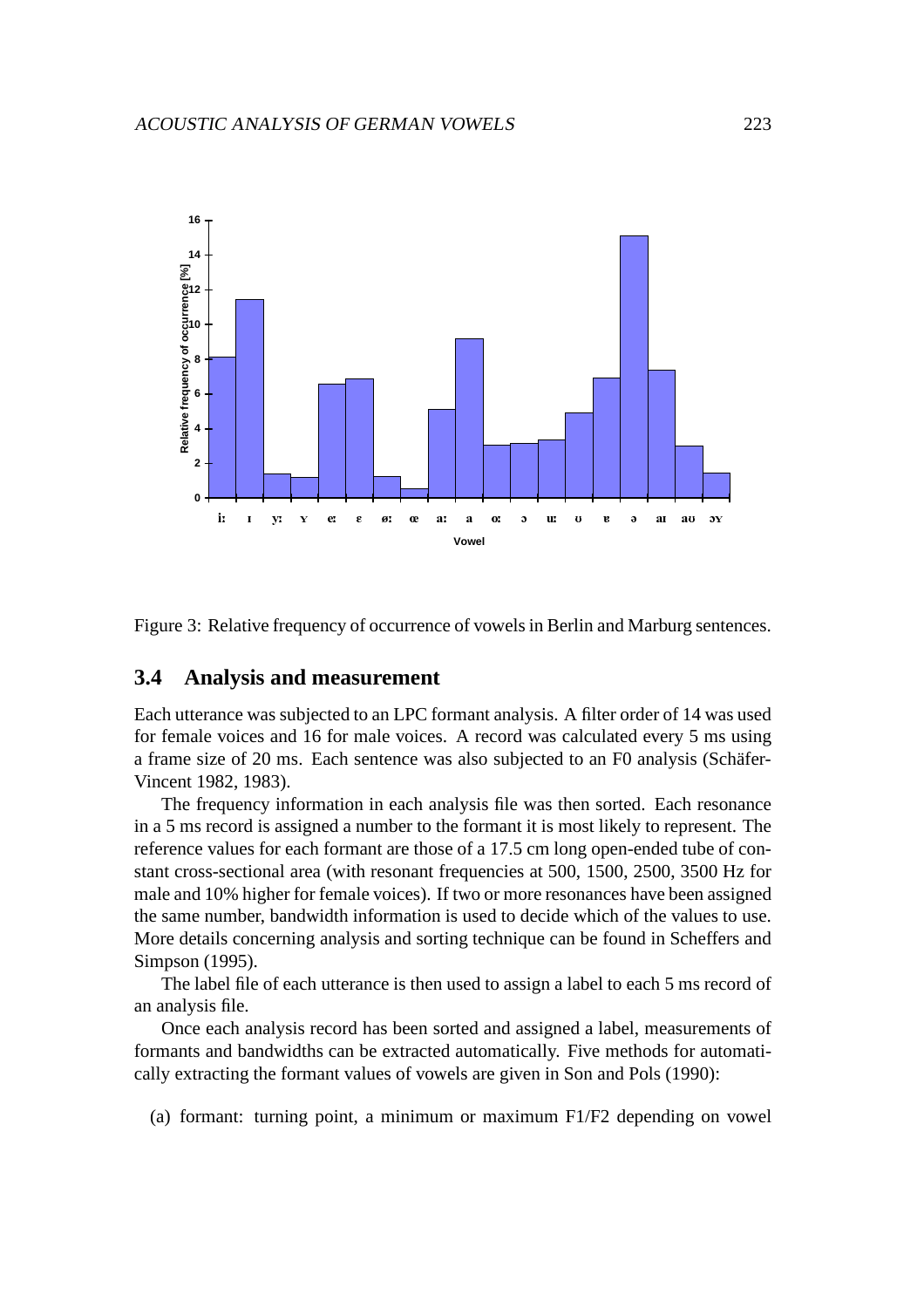Figure 3: Relative frequency of occurrence of vowels in Berlin and Marburg sentences.

### 3.4 Analysis and measurement

Each utterance was subjected to an LPC formant analysis. A filter order of 14 was used for female voices and 16 for male voices. A record was calculated every 5 ms using a frame size of 20 ms. Each sentence was also subjected to an F0 analysis (Schäfer-Vincent 1982, 1983).

The frequency information in each analysis file was then sorted. Each resonance in a 5 ms record is assigned a number to the formant it is most likely to represent. The reference values for each formant are those of a 17.5 cm long open-ended tube of constant cross-sectional area (with resonant frequencies at 500, 1500, 2500, 3500 Hz for male and 10% higher for female voices). If two or more resonances have been assigned the same number, bandwidth information is used to decide which of the values to use. More details concerning analysis and sorting technique can be found in Scheffers and Simpson (1995).

The label file of each utterance is then used to assign a label to each 5 ms record of an analysis file.

Once each analysis record has been sorted and assigned a label, measurements of formants and bandwidths can be extracted automatically. Five methods for automatically extracting the formant values of vowels are given in Son and Pols (1990):

(a) formant: turning point, a minimum or maximum F1/F2 depending on vowel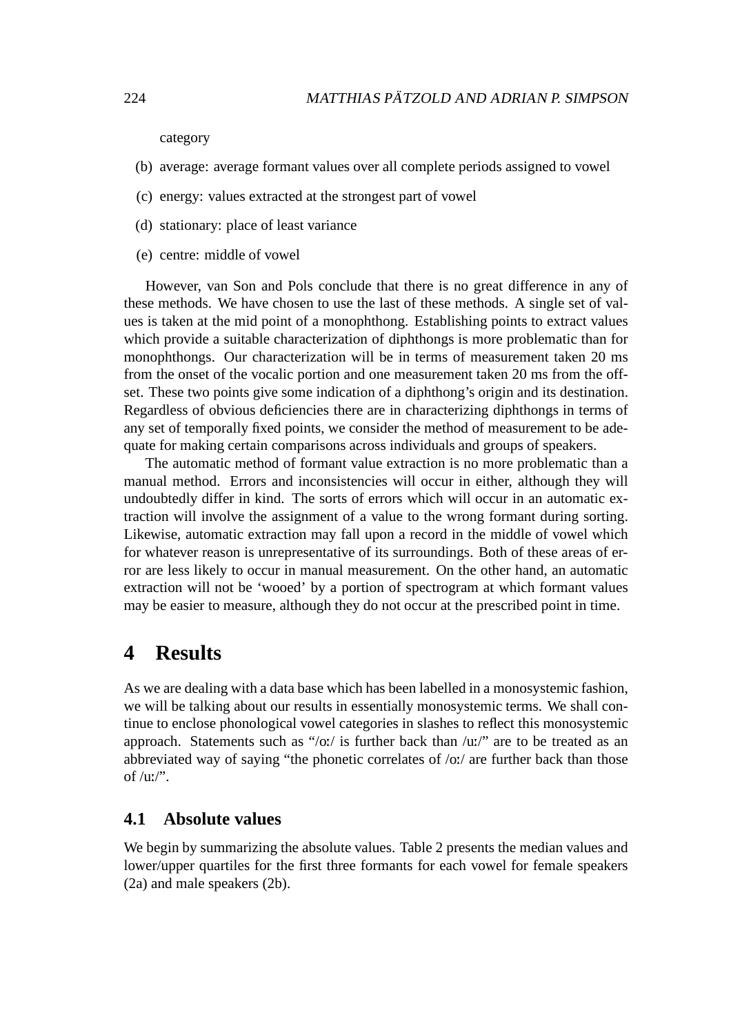category

(b) average: average formant values over all complete periods assigned to vowel

(c) energy: values extracted at the strongest part of vowel

(d) stationary: place of least variance

(e) centre: middle of vowel

However, van Son and Pols conclude that there is no great difference in any of these methods. We have chosen to use the last of these methods. A single set of values is taken at the mid point of a monophthong. Establishing points to extract values which provide a suitable characterization of diphthongs is more problematic than for monophthongs. Our characterization will be in terms of measurement taken 20 ms from the onset of the vocalic portion and one measurement taken 20 ms from the offset. These two points give some indication of a diphthong's origin and its destination. Regardless of obvious deficiencies there are in characterizing diphthongs in terms of any set of temporally fixed points, we consider the method of measurement to be adequate for making certain comparisons across individuals and groups of speakers.

The automatic method of formant value extraction is no more problematic than a manual method. Errors and inconsistencies will occur in either, although they will undoubtedly differ in kind. The sorts of errors which will occur in an automatic extraction will involve the assignment of a value to the wrong formant during sorting. Likewise, automatic extraction may fall upon a record in the middle of vowel which for whatever reason is unrepresentative of its surroundings. Both of these areas of error are less likely to occur in manual measurement. On the other hand, an automatic extraction will not be 'wooed' by a portion of spectrogram at which formant values may be easier to measure, although they do not occur at the prescribed point in time.

# 4 Results

As we are dealing with a data base which has been labelled in a monosystemic fashion, we will be talking about our results in essentially monosystemic terms. We shall continue to enclose phonological vowel categories in slashes to reflect this monosystemic approach. Statements such as "/oː/ is further back than /uː/" are to be treated as an abbreviated way of saying "the phonetic correlates of /oː/ are further back than those of /uː/".

## 4.1 Absolute values

We begin by summarizing the absolute values. Table 2 presents the median values and lower/upper quartiles for the first three formants for each vowel for female speakers (2a) and male speakers (2b).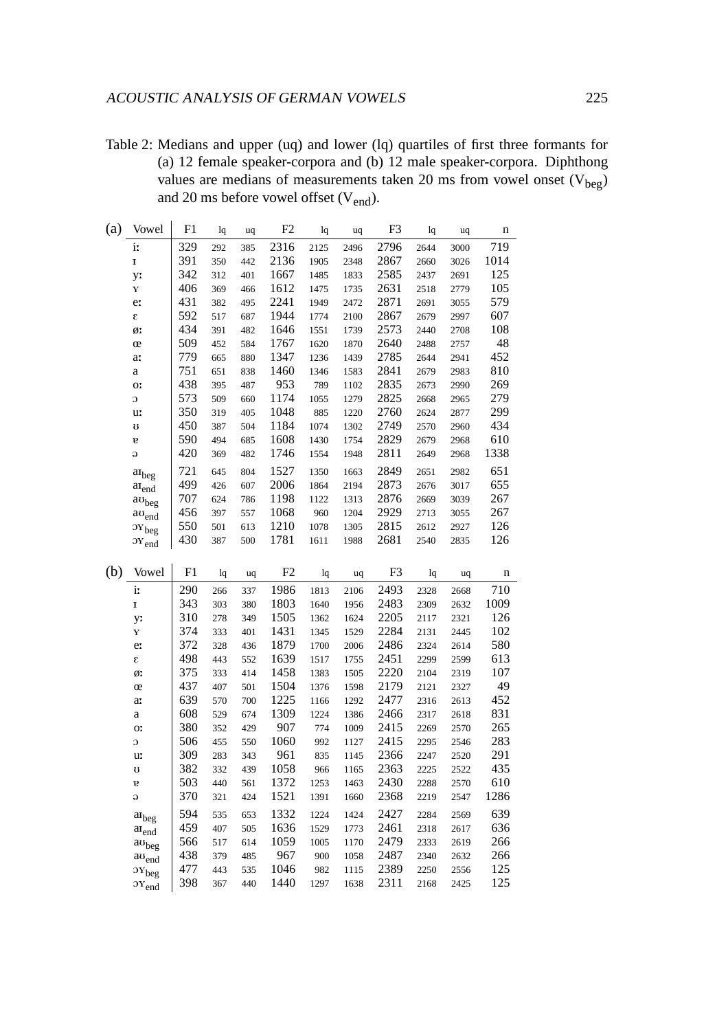Table 2: Medians and upper (uq) and lower (lq) quartiles of first three formants for (a) 12 female speaker-corpora and (b) 12 male speaker-corpora. Diphthong values are medians of measurements taken 20 ms from vowel onset ($V_{beg}$) and 20 ms before vowel offset ($V_{end}$).

(a)

| Vowel | F1 | lq | uq | F2 | lq | uq | F3 | lq | uq | n |
|---|---|---|---|---|---|---|---|---|---|---|
| iː | 329 | 292 | 385 | 2316 | 2125 | 2496 | 2796 | 2644 | 3000 | 719 |
| ɪ | 391 | 350 | 442 | 2136 | 1905 | 2348 | 2867 | 2660 | 3026 | 1014 |
| yː | 342 | 312 | 401 | 1667 | 1485 | 1833 | 2585 | 2437 | 2691 | 125 |
| ʏ | 406 | 369 | 466 | 1612 | 1475 | 1735 | 2631 | 2518 | 2779 | 105 |
| eː | 431 | 382 | 495 | 2241 | 1949 | 2472 | 2871 | 2691 | 3055 | 579 |
| ɛ | 592 | 517 | 687 | 1944 | 1774 | 2100 | 2867 | 2679 | 2997 | 607 |
| øː | 434 | 391 | 482 | 1646 | 1551 | 1739 | 2573 | 2440 | 2708 | 108 |
| œ | 509 | 452 | 584 | 1767 | 1620 | 1870 | 2640 | 2488 | 2757 | 48 |
| aː | 779 | 665 | 880 | 1347 | 1236 | 1439 | 2785 | 2644 | 2941 | 452 |
| a | 751 | 651 | 838 | 1460 | 1346 | 1583 | 2841 | 2679 | 2983 | 810 |
| oː | 438 | 395 | 487 | 953 | 789 | 1102 | 2835 | 2673 | 2990 | 269 |
| ɔ | 573 | 509 | 660 | 1174 | 1055 | 1279 | 2825 | 2668 | 2965 | 279 |
| uː | 350 | 319 | 405 | 1048 | 885 | 1220 | 2760 | 2624 | 2877 | 299 |
| ʊ | 450 | 387 | 504 | 1184 | 1074 | 1302 | 2749 | 2570 | 2960 | 434 |
| ɐ | 590 | 494 | 685 | 1608 | 1430 | 1754 | 2829 | 2679 | 2968 | 610 |
| ə | 420 | 369 | 482 | 1746 | 1554 | 1948 | 2811 | 2649 | 2968 | 1338 |
| $\text{aɪ}_{beg}$ | 721 | 645 | 804 | 1527 | 1350 | 1663 | 2849 | 2651 | 2982 | 651 |
| $\text{aɪ}_{end}$ | 499 | 426 | 607 | 2006 | 1864 | 2194 | 2873 | 2676 | 3017 | 655 |
| $\text{aʊ}_{beg}$ | 707 | 624 | 786 | 1198 | 1122 | 1313 | 2876 | 2669 | 3039 | 267 |
| $\text{aʊ}_{end}$ | 456 | 397 | 557 | 1068 | 960 | 1204 | 2929 | 2713 | 3055 | 267 |
| $\text{ɔʏ}_{beg}$ | 550 | 501 | 613 | 1210 | 1078 | 1305 | 2815 | 2612 | 2927 | 126 |
| $\text{ɔʏ}_{end}$ | 430 | 387 | 500 | 1781 | 1611 | 1988 | 2681 | 2540 | 2835 | 126 |

(b)

| Vowel | F1 | lq | uq | F2 | lq | uq | F3 | lq | uq | n |
|---|---|---|---|---|---|---|---|---|---|---|
| iː | 290 | 266 | 337 | 1986 | 1813 | 2106 | 2493 | 2328 | 2668 | 710 |
| ɪ | 343 | 303 | 380 | 1803 | 1640 | 1956 | 2483 | 2309 | 2632 | 1009 |
| yː | 310 | 278 | 349 | 1505 | 1362 | 1624 | 2205 | 2117 | 2321 | 126 |
| ʏ | 374 | 333 | 401 | 1431 | 1345 | 1529 | 2284 | 2131 | 2445 | 102 |
| eː | 372 | 328 | 436 | 1879 | 1700 | 2006 | 2486 | 2324 | 2614 | 580 |
| ɛ | 498 | 443 | 552 | 1639 | 1517 | 1755 | 2451 | 2299 | 2599 | 613 |
| øː | 375 | 333 | 414 | 1458 | 1383 | 1505 | 2220 | 2104 | 2319 | 107 |
| œ | 437 | 407 | 501 | 1504 | 1376 | 1598 | 2179 | 2121 | 2327 | 49 |
| aː | 639 | 570 | 700 | 1225 | 1166 | 1292 | 2477 | 2316 | 2613 | 452 |
| a | 608 | 529 | 674 | 1309 | 1224 | 1386 | 2466 | 2317 | 2618 | 831 |
| oː | 380 | 352 | 429 | 907 | 774 | 1009 | 2415 | 2269 | 2570 | 265 |
| ɔ | 506 | 455 | 550 | 1060 | 992 | 1127 | 2415 | 2295 | 2546 | 283 |
| uː | 309 | 283 | 343 | 961 | 835 | 1145 | 2366 | 2247 | 2520 | 291 |
| ʊ | 382 | 332 | 439 | 1058 | 966 | 1165 | 2363 | 2225 | 2522 | 435 |
| ɐ | 503 | 440 | 561 | 1372 | 1253 | 1463 | 2430 | 2288 | 2570 | 610 |
| ə | 370 | 321 | 424 | 1521 | 1391 | 1660 | 2368 | 2219 | 2547 | 1286 |
| $\text{aɪ}_{beg}$ | 594 | 535 | 653 | 1332 | 1224 | 1424 | 2427 | 2284 | 2569 | 639 |
| $\text{aɪ}_{end}$ | 459 | 407 | 505 | 1636 | 1529 | 1773 | 2461 | 2318 | 2617 | 636 |
| $\text{aʊ}_{beg}$ | 566 | 517 | 614 | 1059 | 1005 | 1170 | 2479 | 2333 | 2619 | 266 |
| $\text{aʊ}_{end}$ | 438 | 379 | 485 | 967 | 900 | 1058 | 2487 | 2340 | 2632 | 266 |
| $\text{ɔʏ}_{beg}$ | 477 | 443 | 535 | 1046 | 982 | 1115 | 2389 | 2250 | 2556 | 125 |
| $\text{ɔʏ}_{end}$ | 398 | 367 | 440 | 1440 | 1297 | 1638 | 2311 | 2168 | 2425 | 125 |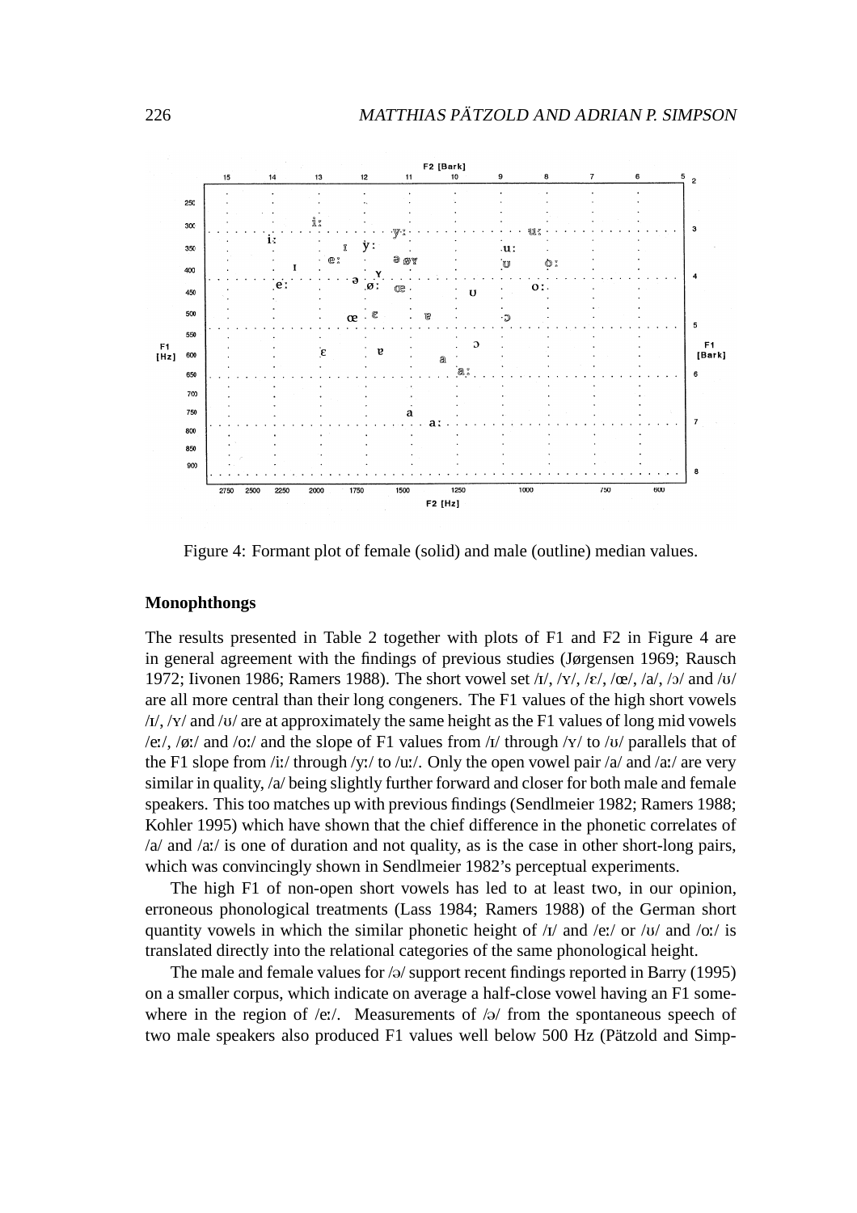Figure 4: Formant plot of female (solid) and male (outline) median values.

**Monophthongs**

The results presented in Table 2 together with plots of F1 and F2 in Figure 4 are in general agreement with the findings of previous studies (Jørgensen 1969; Rausch 1972; Iivonen 1986; Ramers 1988). The short vowel set /ɪ/, /ʏ/, /ɛ/, /œ/, /a/, /ɔ/ and /ʊ/ are all more central than their long congeners. The F1 values of the high short vowels /ɪ/, /ʏ/ and /ʊ/ are at approximately the same height as the F1 values of long mid vowels /eː/, /øː/ and /oː/ and the slope of F1 values from /ɪ/ through /ʏ/ to /ʊ/ parallels that of the F1 slope from /iː/ through /yː/ to /uː/. Only the open vowel pair /a/ and /aː/ are very similar in quality, /a/ being slightly further forward and closer for both male and female speakers. This too matches up with previous findings (Sendlmeier 1982; Ramers 1988; Kohler 1995) which have shown that the chief difference in the phonetic correlates of /a/ and /aː/ is one of duration and not quality, as is the case in other short-long pairs, which was convincingly shown in Sendlmeier 1982's perceptual experiments.

The high F1 of non-open short vowels has led to at least two, in our opinion, erroneous phonological treatments (Lass 1984; Ramers 1988) of the German short quantity vowels in which the similar phonetic height of /ɪ/ and /eː/ or /ʊ/ and /oː/ is translated directly into the relational categories of the same phonological height.

The male and female values for /ə/ support recent findings reported in Barry (1995) on a smaller corpus, which indicate on average a half-close vowel having an F1 somewhere in the region of /eː/. Measurements of /ə/ from the spontaneous speech of two male speakers also produced F1 values well below 500 Hz (Pätzold and Simp-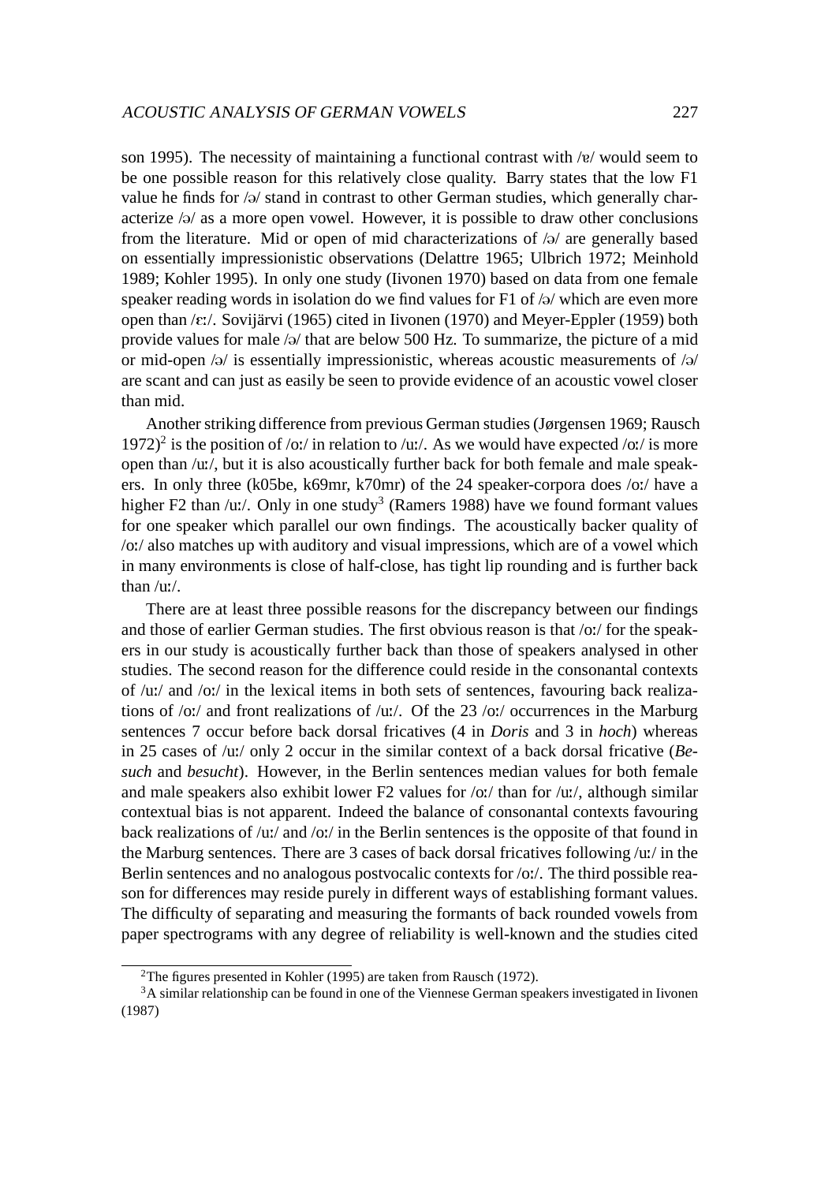son 1995). The necessity of maintaining a functional contrast with /ɐ/ would seem to be one possible reason for this relatively close quality. Barry states that the low F1 value he finds for /ə/ stand in contrast to other German studies, which generally characterize /ə/ as a more open vowel. However, it is possible to draw other conclusions from the literature. Mid or open of mid characterizations of /ə/ are generally based on essentially impressionistic observations (Delattre 1965; Ulbrich 1972; Meinhold 1989; Kohler 1995). In only one study (Iivonen 1970) based on data from one female speaker reading words in isolation do we find values for F1 of /ə/ which are even more open than /ɛː/. Sovijärvi (1965) cited in Iivonen (1970) and Meyer-Eppler (1959) both provide values for male /ə/ that are below 500 Hz. To summarize, the picture of a mid or mid-open /ə/ is essentially impressionistic, whereas acoustic measurements of /ə/ are scant and can just as easily be seen to provide evidence of an acoustic vowel closer than mid.

Another striking difference from previous German studies (Jørgensen 1969; Rausch 1972)[2] is the position of /oː/ in relation to /uː/. As we would have expected /oː/ is more open than /uː/, but it is also acoustically further back for both female and male speakers. In only three (k05be, k69mr, k70mr) of the 24 speaker-corpora does /oː/ have a higher F2 than /uː/. Only in one study[3] (Ramers 1988) have we found formant values for one speaker which parallel our own findings. The acoustically backer quality of /oː/ also matches up with auditory and visual impressions, which are of a vowel which in many environments is close of half-close, has tight lip rounding and is further back than /uː/.

There are at least three possible reasons for the discrepancy between our findings and those of earlier German studies. The first obvious reason is that /oː/ for the speakers in our study is acoustically further back than those of speakers analysed in other studies. The second reason for the difference could reside in the consonantal contexts of /uː/ and /oː/ in the lexical items in both sets of sentences, favouring back realizations of /oː/ and front realizations of /uː/. Of the 23 /oː/ occurrences in the Marburg sentences 7 occur before back dorsal fricatives (4 in *Doris* and 3 in *hoch*) whereas in 25 cases of /uː/ only 2 occur in the similar context of a back dorsal fricative (*Besuch* and *besucht*). However, in the Berlin sentences median values for both female and male speakers also exhibit lower F2 values for /oː/ than for /uː/, although similar contextual bias is not apparent. Indeed the balance of consonantal contexts favouring back realizations of /uː/ and /oː/ in the Berlin sentences is the opposite of that found in the Marburg sentences. There are 3 cases of back dorsal fricatives following /uː/ in the Berlin sentences and no analogous postvocalic contexts for /oː/. The third possible reason for differences may reside purely in different ways of establishing formant values. The difficulty of separating and measuring the formants of back rounded vowels from paper spectrograms with any degree of reliability is well-known and the studies cited

---

[2] The figures presented in Kohler (1995) are taken from Rausch (1972).

[3] A similar relationship can be found in one of the Viennese German speakers investigated in Iivonen (1987)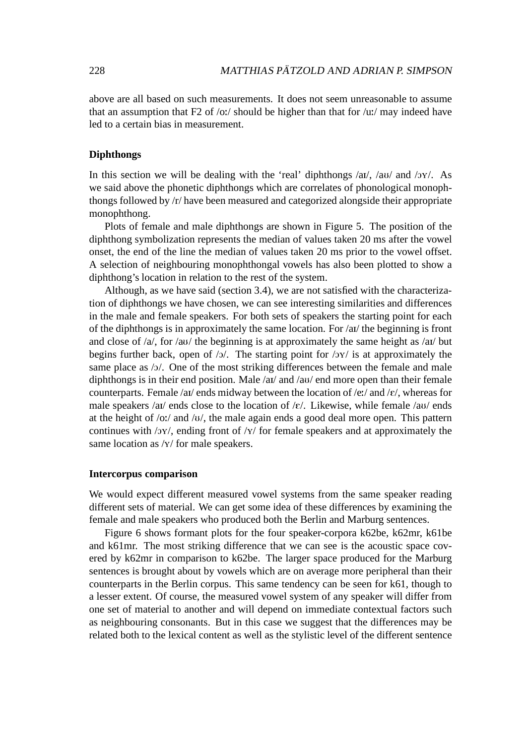above are all based on such measurements. It does not seem unreasonable to assume that an assumption that F2 of /oː/ should be higher than that for /uː/ may indeed have led to a certain bias in measurement.

**Diphthongs**

In this section we will be dealing with the 'real' diphthongs /aɪ/, /aʊ/ and /ɔʏ/. As we said above the phonetic diphthongs which are correlates of phonological monophthongs followed by /r/ have been measured and categorized alongside their appropriate monophthong.

Plots of female and male diphthongs are shown in Figure 5. The position of the diphthong symbolization represents the median of values taken 20 ms after the vowel onset, the end of the line the median of values taken 20 ms prior to the vowel offset. A selection of neighbouring monophthongal vowels has also been plotted to show a diphthong's location in relation to the rest of the system.

Although, as we have said (section 3.4), we are not satisfied with the characterization of diphthongs we have chosen, we can see interesting similarities and differences in the male and female speakers. For both sets of speakers the starting point for each of the diphthongs is in approximately the same location. For /aɪ/ the beginning is front and close of /a/, for /aʊ/ the beginning is at approximately the same height as /aɪ/ but begins further back, open of /ɔ/. The starting point for /ɔʏ/ is at approximately the same place as /ɔ/. One of the most striking differences between the female and male diphthongs is in their end position. Male /aɪ/ and /aʊ/ end more open than their female counterparts. Female /aɪ/ ends midway between the location of /eː/ and /ɛ/, whereas for male speakers /aɪ/ ends close to the location of /ɛ/. Likewise, while female /aʊ/ ends at the height of /oː/ and /ʊ/, the male again ends a good deal more open. This pattern continues with /ɔʏ/, ending front of /ʏ/ for female speakers and at approximately the same location as /ʏ/ for male speakers.

**Intercorpus comparison**

We would expect different measured vowel systems from the same speaker reading different sets of material. We can get some idea of these differences by examining the female and male speakers who produced both the Berlin and Marburg sentences.

Figure 6 shows formant plots for the four speaker-corpora k62be, k62mr, k61be and k61mr. The most striking difference that we can see is the acoustic space covered by k62mr in comparison to k62be. The larger space produced for the Marburg sentences is brought about by vowels which are on average more peripheral than their counterparts in the Berlin corpus. This same tendency can be seen for k61, though to a lesser extent. Of course, the measured vowel system of any speaker will differ from one set of material to another and will depend on immediate contextual factors such as neighbouring consonants. But in this case we suggest that the differences may be related both to the lexical content as well as the stylistic level of the different sentence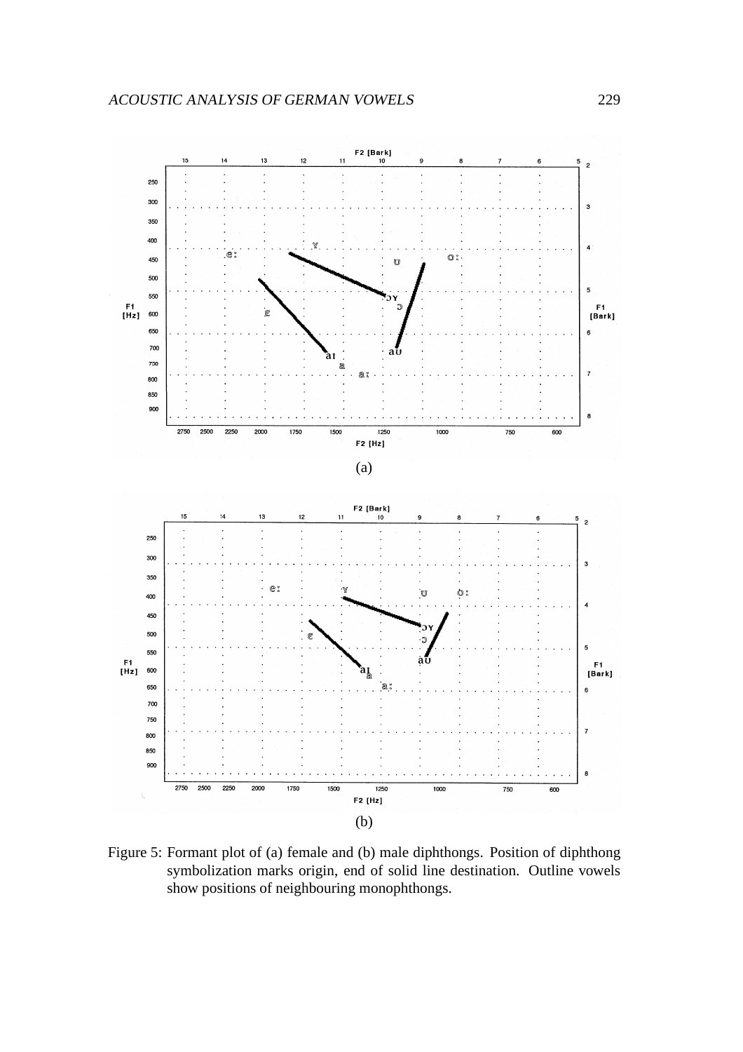(a)

(b)

Figure 5: Formant plot of (a) female and (b) male diphthongs. Position of diphthong symbolization marks origin, end of solid line destination. Outline vowels show positions of neighbouring monophthongs.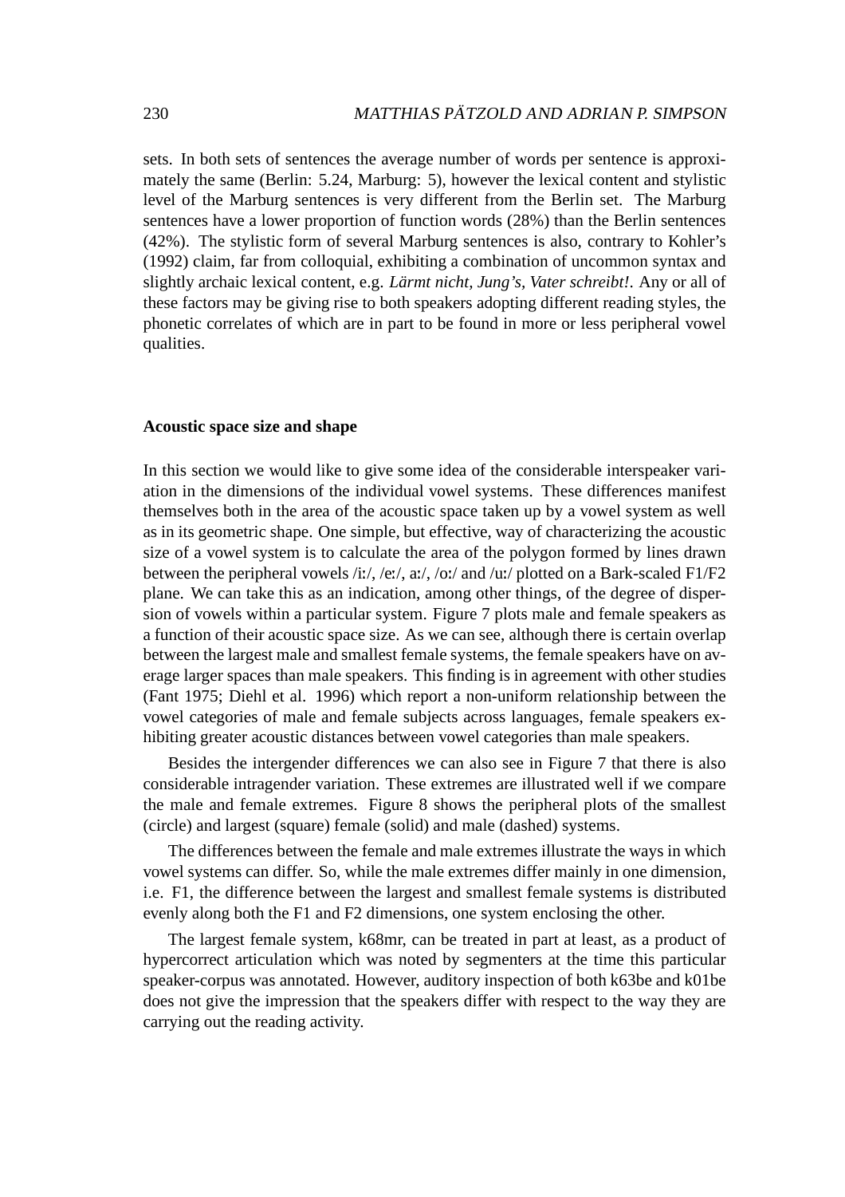sets. In both sets of sentences the average number of words per sentence is approximately the same (Berlin: 5.24, Marburg: 5), however the lexical content and stylistic level of the Marburg sentences is very different from the Berlin set. The Marburg sentences have a lower proportion of function words (28%) than the Berlin sentences (42%). The stylistic form of several Marburg sentences is also, contrary to Kohler's (1992) claim, far from colloquial, exhibiting a combination of uncommon syntax and slightly archaic lexical content, e.g. *Lärmt nicht, Jung's, Vater schreibt!*. Any or all of these factors may be giving rise to both speakers adopting different reading styles, the phonetic correlates of which are in part to be found in more or less peripheral vowel qualities.

### Acoustic space size and shape

In this section we would like to give some idea of the considerable interspeaker variation in the dimensions of the individual vowel systems. These differences manifest themselves both in the area of the acoustic space taken up by a vowel system as well as in its geometric shape. One simple, but effective, way of characterizing the acoustic size of a vowel system is to calculate the area of the polygon formed by lines drawn between the peripheral vowels /iː/, /eː/, aː/, /oː/ and /uː/ plotted on a Bark-scaled F1/F2 plane. We can take this as an indication, among other things, of the degree of dispersion of vowels within a particular system. Figure 7 plots male and female speakers as a function of their acoustic space size. As we can see, although there is certain overlap between the largest male and smallest female systems, the female speakers have on average larger spaces than male speakers. This finding is in agreement with other studies (Fant 1975; Diehl et al. 1996) which report a non-uniform relationship between the vowel categories of male and female subjects across languages, female speakers exhibiting greater acoustic distances between vowel categories than male speakers.

Besides the intergender differences we can also see in Figure 7 that there is also considerable intragender variation. These extremes are illustrated well if we compare the male and female extremes. Figure 8 shows the peripheral plots of the smallest (circle) and largest (square) female (solid) and male (dashed) systems.

The differences between the female and male extremes illustrate the ways in which vowel systems can differ. So, while the male extremes differ mainly in one dimension, i.e. F1, the difference between the largest and smallest female systems is distributed evenly along both the F1 and F2 dimensions, one system enclosing the other.

The largest female system, k68mr, can be treated in part at least, as a product of hypercorrect articulation which was noted by segmenters at the time this particular speaker-corpus was annotated. However, auditory inspection of both k63be and k01be does not give the impression that the speakers differ with respect to the way they are carrying out the reading activity.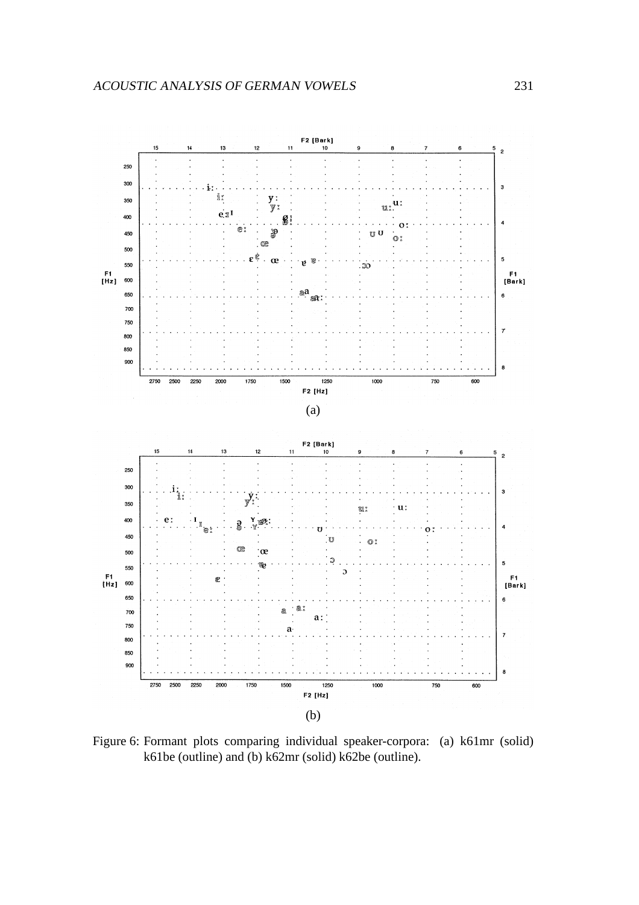(a)

(b)

Figure 6: Formant plots comparing individual speaker-corpora: (a) k61mr (solid) k61be (outline) and (b) k62mr (solid) k62be (outline).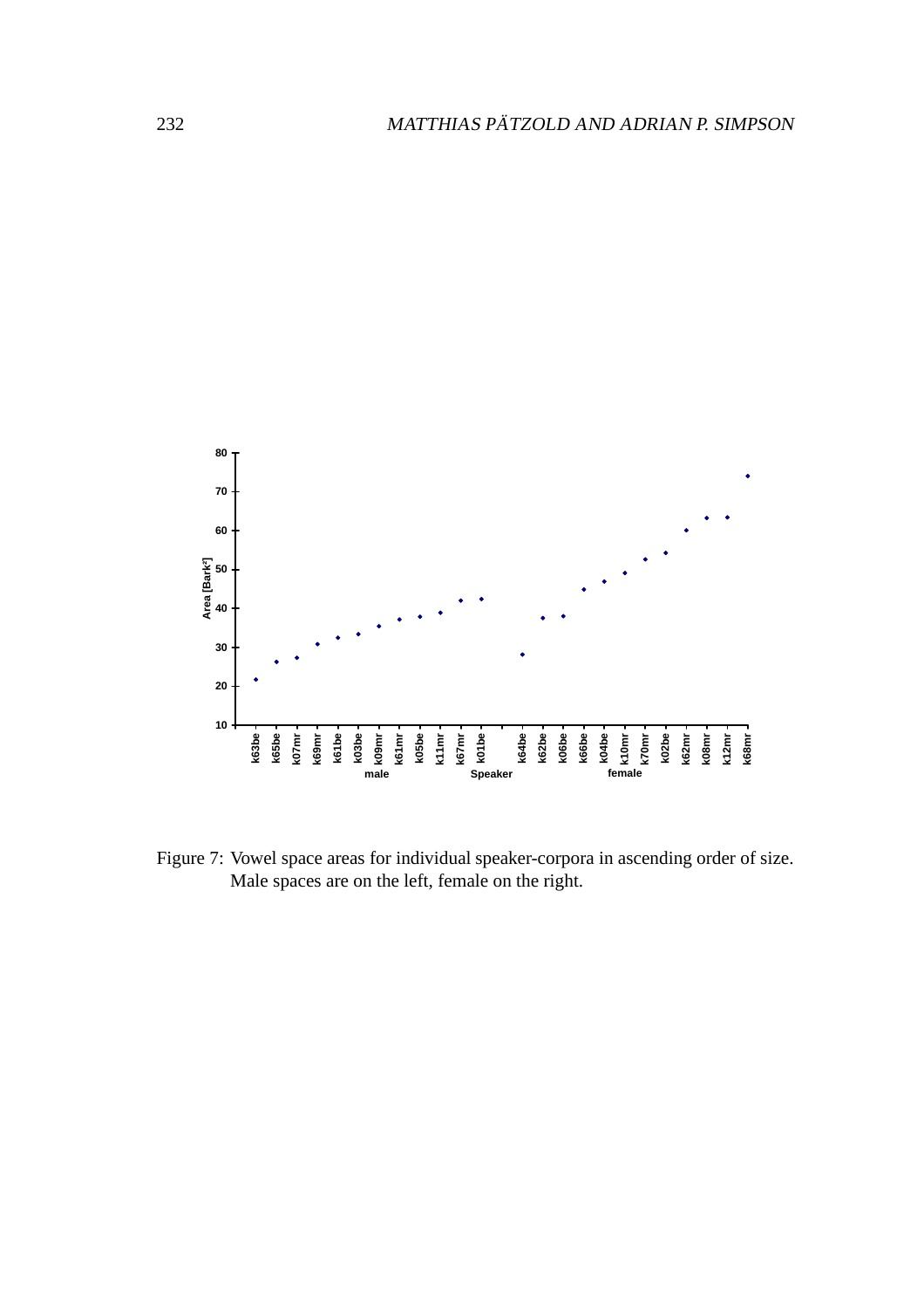Figure 7: Vowel space areas for individual speaker-corpora in ascending order of size. Male spaces are on the left, female on the right.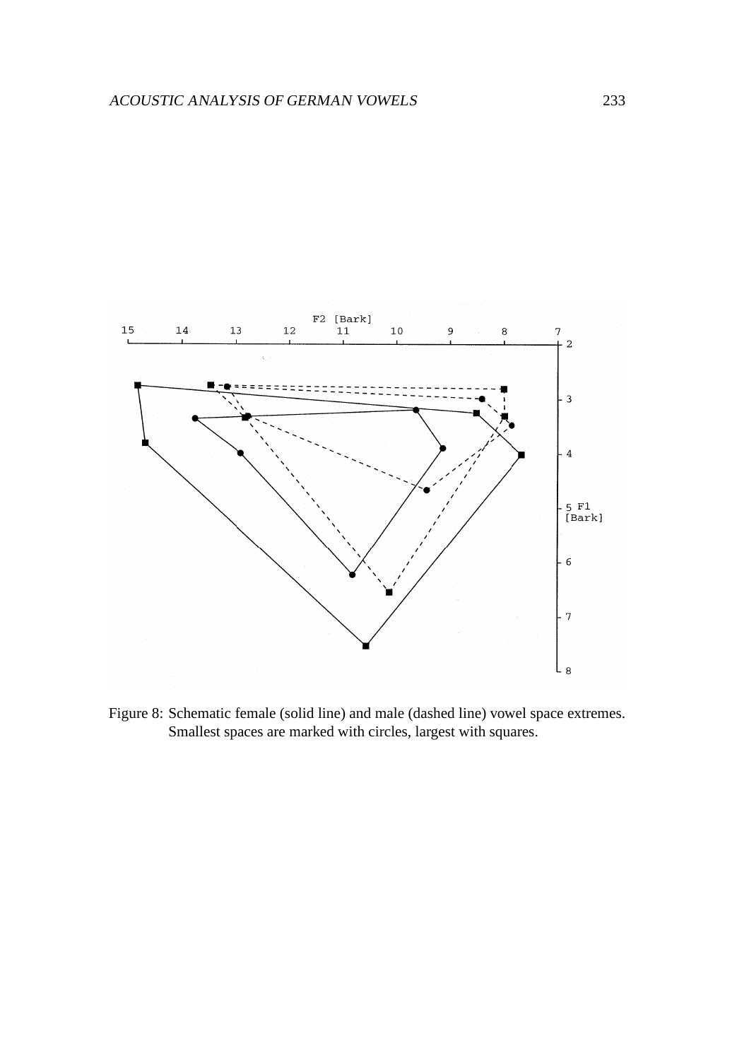Figure 8: Schematic female (solid line) and male (dashed line) vowel space extremes. Smallest spaces are marked with circles, largest with squares.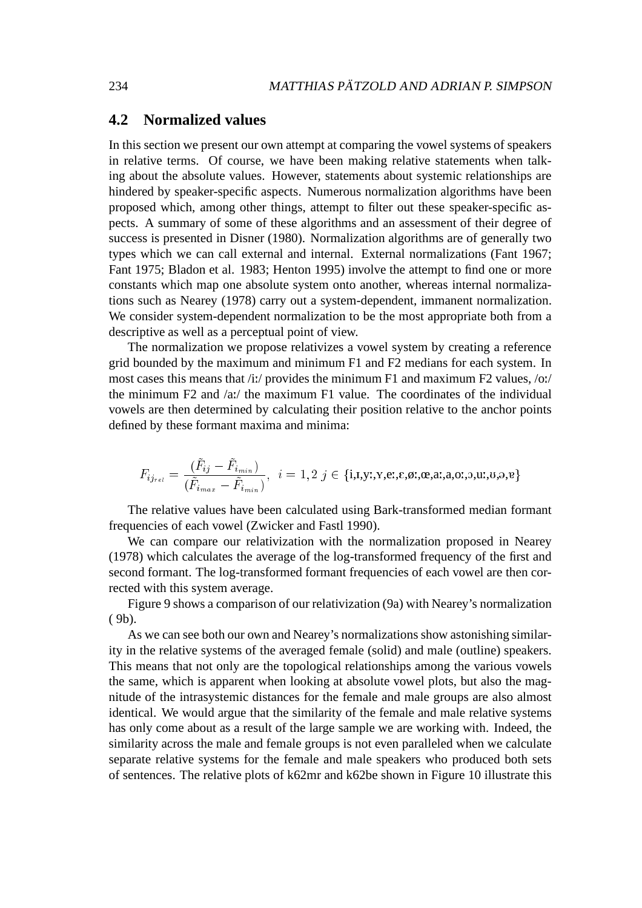## 4.2 Normalized values

In this section we present our own attempt at comparing the vowel systems of speakers in relative terms. Of course, we have been making relative statements when talking about the absolute values. However, statements about systemic relationships are hindered by speaker-specific aspects. Numerous normalization algorithms have been proposed which, among other things, attempt to filter out these speaker-specific aspects. A summary of some of these algorithms and an assessment of their degree of success is presented in Disner (1980). Normalization algorithms are of generally two types which we can call external and internal. External normalizations (Fant 1967; Fant 1975; Bladon et al. 1983; Henton 1995) involve the attempt to find one or more constants which map one absolute system onto another, whereas internal normalizations such as Nearey (1978) carry out a system-dependent, immanent normalization. We consider system-dependent normalization to be the most appropriate both from a descriptive as well as a perceptual point of view.

The normalization we propose relativizes a vowel system by creating a reference grid bounded by the maximum and minimum F1 and F2 medians for each system. In most cases this means that /iː/ provides the minimum F1 and maximum F2 values, /oː/ the minimum F2 and /aː/ the maximum F1 value. The coordinates of the individual vowels are then determined by calculating their position relative to the anchor points defined by these formant maxima and minima:

$$F_{ij_{rel}} = \frac{(\tilde{F}_{ij} - \tilde{F}_{i_{min}})}{(\tilde{F}_{i_{max}} - \tilde{F}_{i_{min}})}, \;\; i = 1, 2 \;\; j \in \{\text{i,ɪ,yː,ʏ,eː,ɛ,øː,œ,aː,a,oː,ɔ,uː,ʊ,ə,ɐ}\}$$

The relative values have been calculated using Bark-transformed median formant frequencies of each vowel (Zwicker and Fastl 1990).

We can compare our relativization with the normalization proposed in Nearey (1978) which calculates the average of the log-transformed frequency of the first and second formant. The log-transformed formant frequencies of each vowel are then corrected with this system average.

Figure 9 shows a comparison of our relativization (9a) with Nearey's normalization ( 9b).

As we can see both our own and Nearey's normalizations show astonishing similarity in the relative systems of the averaged female (solid) and male (outline) speakers. This means that not only are the topological relationships among the various vowels the same, which is apparent when looking at absolute vowel plots, but also the magnitude of the intrasystemic distances for the female and male groups are also almost identical. We would argue that the similarity of the female and male relative systems has only come about as a result of the large sample we are working with. Indeed, the similarity across the male and female groups is not even paralleled when we calculate separate relative systems for the female and male speakers who produced both sets of sentences. The relative plots of k62mr and k62be shown in Figure 10 illustrate this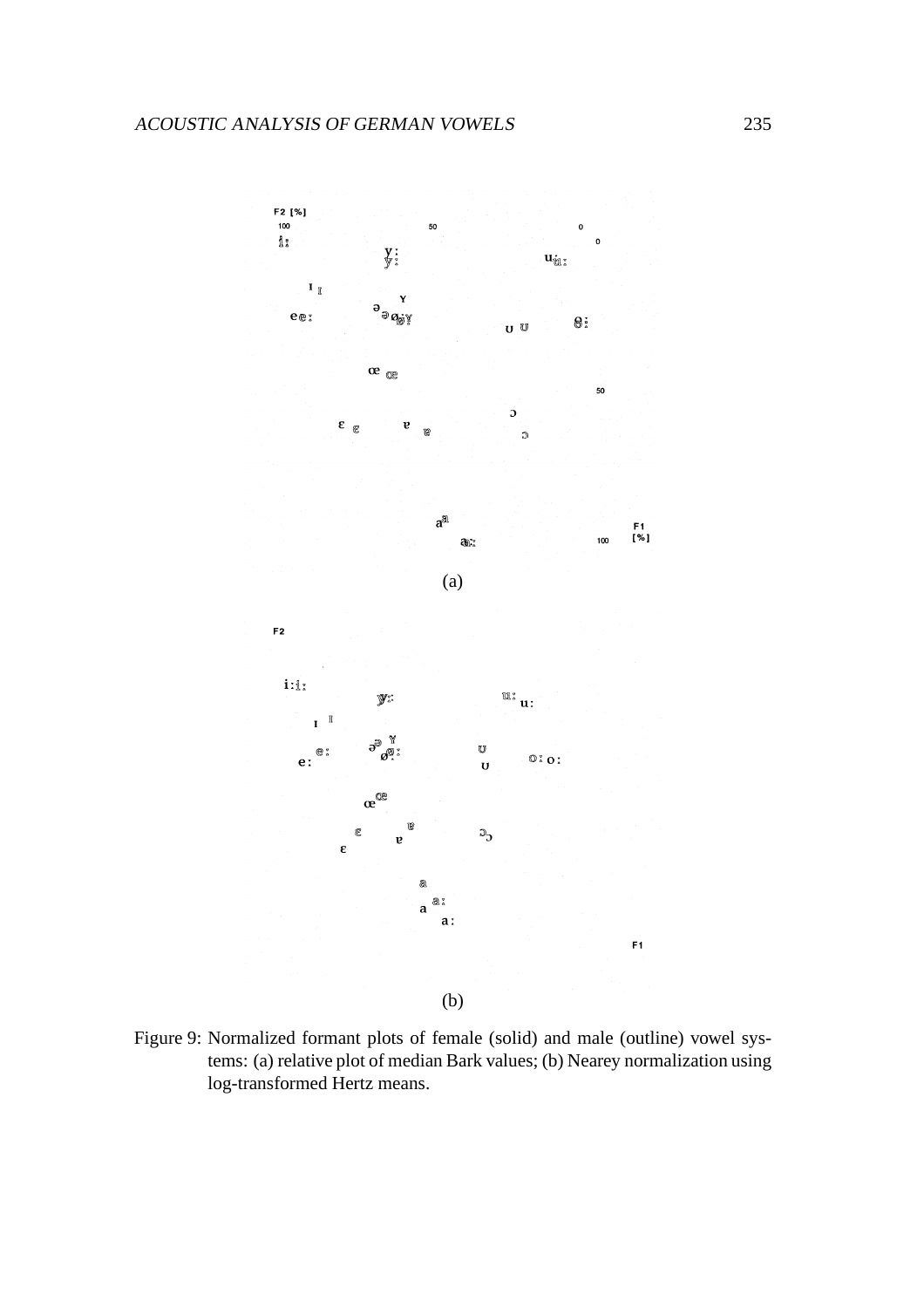Figure 9: Normalized formant plots of female (solid) and male (outline) vowel systems: (a) relative plot of median Bark values; (b) Nearey normalization using log-transformed Hertz means.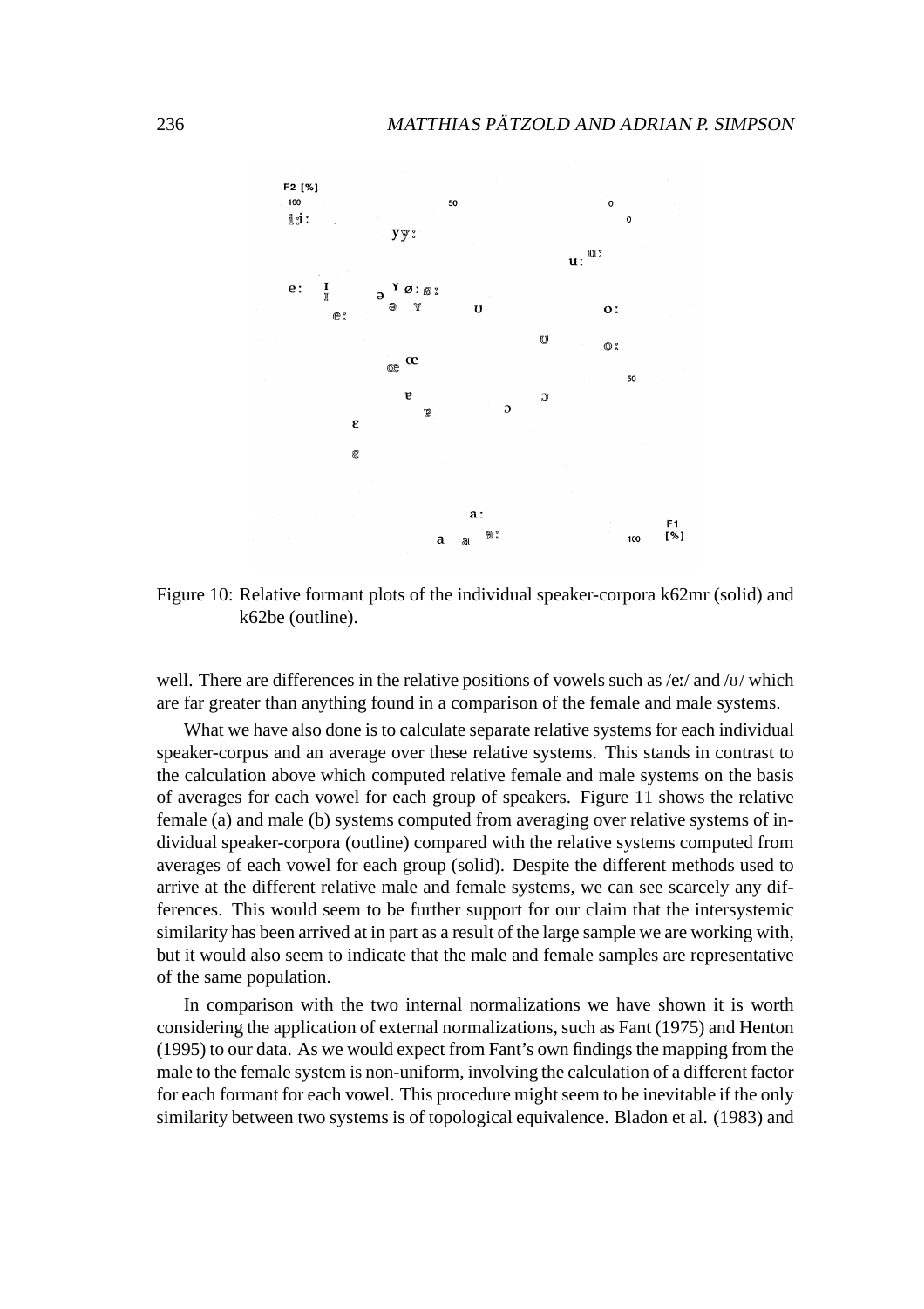Figure 10: Relative formant plots of the individual speaker-corpora k62mr (solid) and k62be (outline).

well. There are differences in the relative positions of vowels such as /eː/ and /ʊ/ which are far greater than anything found in a comparison of the female and male systems.

What we have also done is to calculate separate relative systems for each individual speaker-corpus and an average over these relative systems. This stands in contrast to the calculation above which computed relative female and male systems on the basis of averages for each vowel for each group of speakers. Figure 11 shows the relative female (a) and male (b) systems computed from averaging over relative systems of individual speaker-corpora (outline) compared with the relative systems computed from averages of each vowel for each group (solid). Despite the different methods used to arrive at the different relative male and female systems, we can see scarcely any differences. This would seem to be further support for our claim that the intersystemic similarity has been arrived at in part as a result of the large sample we are working with, but it would also seem to indicate that the male and female samples are representative of the same population.

In comparison with the two internal normalizations we have shown it is worth considering the application of external normalizations, such as Fant (1975) and Henton (1995) to our data. As we would expect from Fant's own findings the mapping from the male to the female system is non-uniform, involving the calculation of a different factor for each formant for each vowel. This procedure might seem to be inevitable if the only similarity between two systems is of topological equivalence. Bladon et al. (1983) and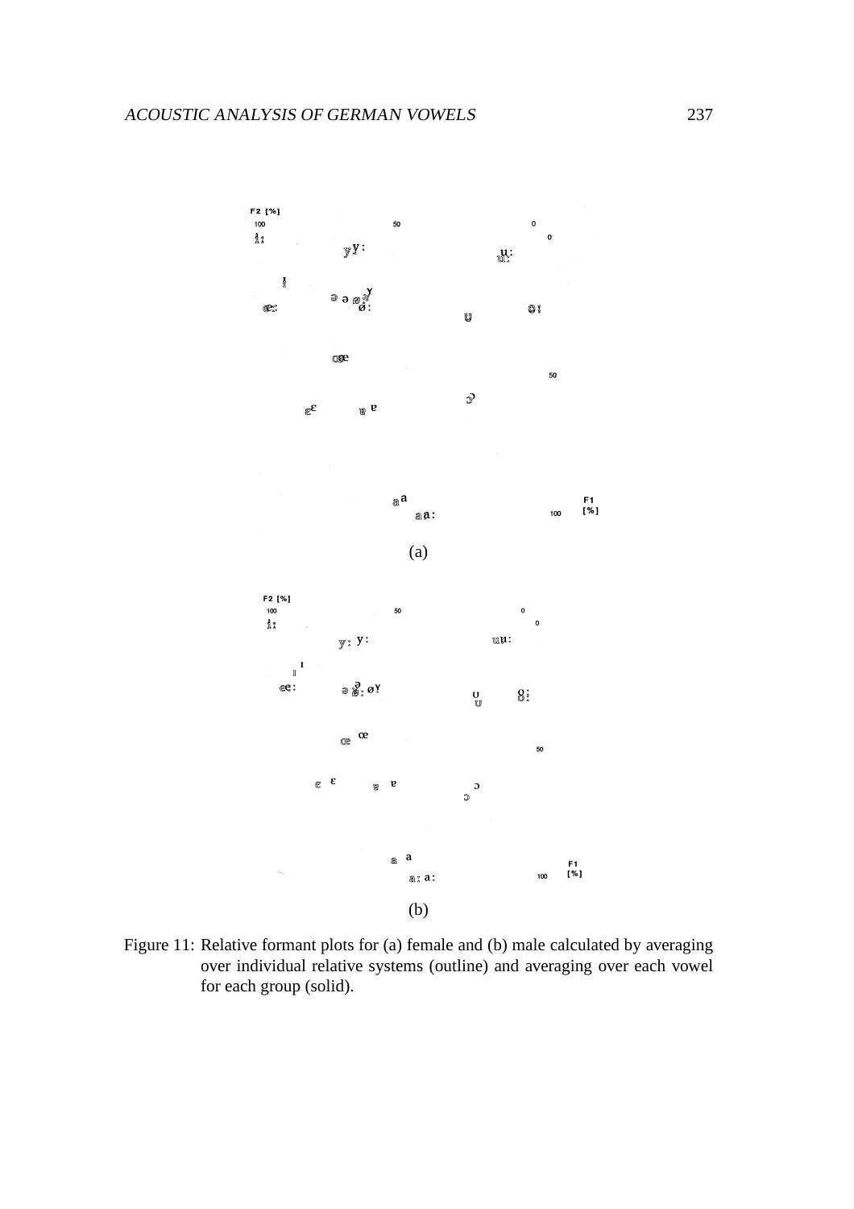Figure 11: Relative formant plots for (a) female and (b) male calculated by averaging over individual relative systems (outline) and averaging over each vowel for each group (solid).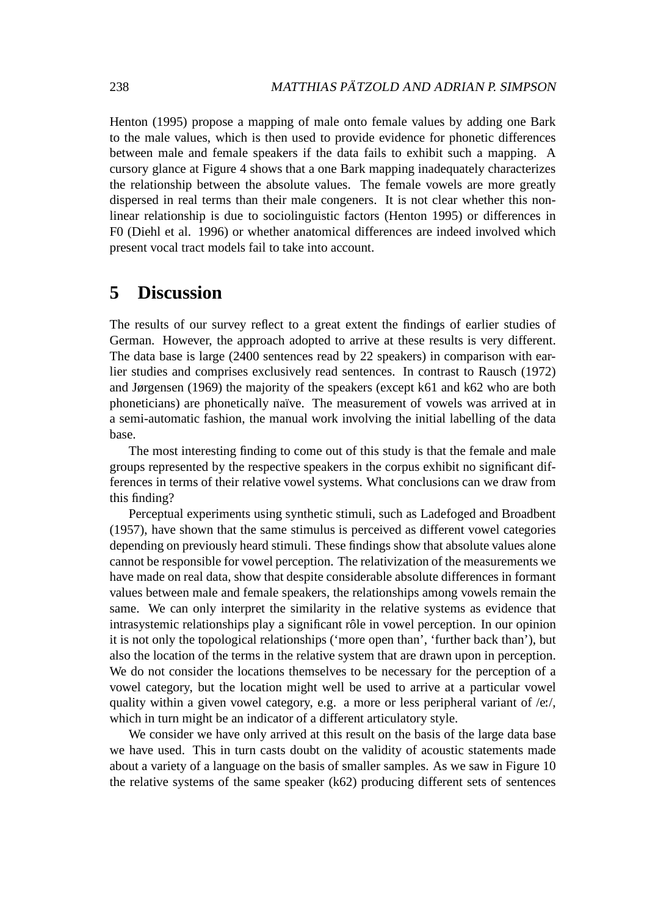Henton (1995) propose a mapping of male onto female values by adding one Bark to the male values, which is then used to provide evidence for phonetic differences between male and female speakers if the data fails to exhibit such a mapping. A cursory glance at Figure 4 shows that a one Bark mapping inadequately characterizes the relationship between the absolute values. The female vowels are more greatly dispersed in real terms than their male congeners. It is not clear whether this non-linear relationship is due to sociolinguistic factors (Henton 1995) or differences in F0 (Diehl et al. 1996) or whether anatomical differences are indeed involved which present vocal tract models fail to take into account.

## 5 Discussion

The results of our survey reflect to a great extent the findings of earlier studies of German. However, the approach adopted to arrive at these results is very different. The data base is large (2400 sentences read by 22 speakers) in comparison with earlier studies and comprises exclusively read sentences. In contrast to Rausch (1972) and Jørgensen (1969) the majority of the speakers (except k61 and k62 who are both phoneticians) are phonetically naïve. The measurement of vowels was arrived at in a semi-automatic fashion, the manual work involving the initial labelling of the data base.

The most interesting finding to come out of this study is that the female and male groups represented by the respective speakers in the corpus exhibit no significant differences in terms of their relative vowel systems. What conclusions can we draw from this finding?

Perceptual experiments using synthetic stimuli, such as Ladefoged and Broadbent (1957), have shown that the same stimulus is perceived as different vowel categories depending on previously heard stimuli. These findings show that absolute values alone cannot be responsible for vowel perception. The relativization of the measurements we have made on real data, show that despite considerable absolute differences in formant values between male and female speakers, the relationships among vowels remain the same. We can only interpret the similarity in the relative systems as evidence that intrasystemic relationships play a significant rôle in vowel perception. In our opinion it is not only the topological relationships ('more open than', 'further back than'), but also the location of the terms in the relative system that are drawn upon in perception. We do not consider the locations themselves to be necessary for the perception of a vowel category, but the location might well be used to arrive at a particular vowel quality within a given vowel category, e.g. a more or less peripheral variant of /eː/, which in turn might be an indicator of a different articulatory style.

We consider we have only arrived at this result on the basis of the large data base we have used. This in turn casts doubt on the validity of acoustic statements made about a variety of a language on the basis of smaller samples. As we saw in Figure 10 the relative systems of the same speaker (k62) producing different sets of sentences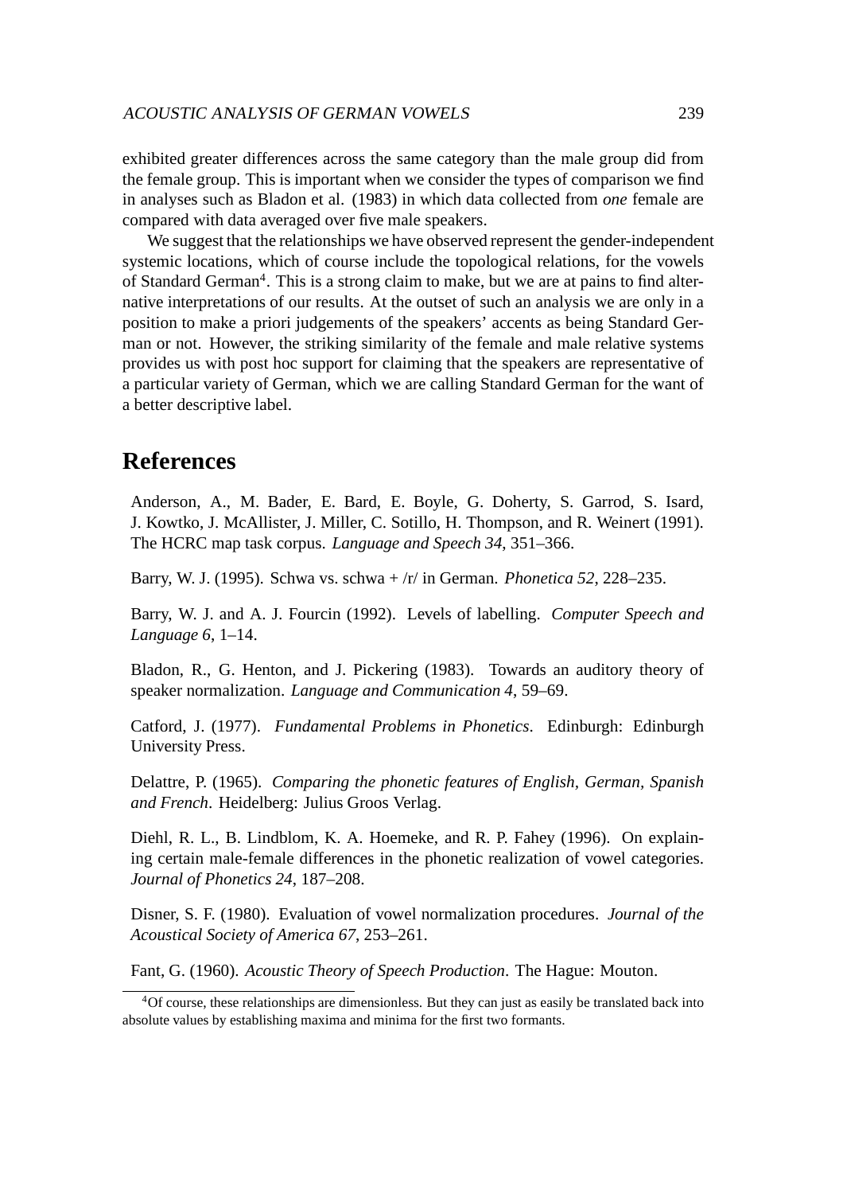exhibited greater differences across the same category than the male group did from the female group. This is important when we consider the types of comparison we find in analyses such as Bladon et al. (1983) in which data collected from *one* female are compared with data averaged over five male speakers.

We suggest that the relationships we have observed represent the gender-independent systemic locations, which of course include the topological relations, for the vowels of Standard German[4]. This is a strong claim to make, but we are at pains to find alternative interpretations of our results. At the outset of such an analysis we are only in a position to make a priori judgements of the speakers' accents as being Standard German or not. However, the striking similarity of the female and male relative systems provides us with post hoc support for claiming that the speakers are representative of a particular variety of German, which we are calling Standard German for the want of a better descriptive label.

## References

Anderson, A., M. Bader, E. Bard, E. Boyle, G. Doherty, S. Garrod, S. Isard, J. Kowtko, J. McAllister, J. Miller, C. Sotillo, H. Thompson, and R. Weinert (1991). The HCRC map task corpus. *Language and Speech 34*, 351–366.

Barry, W. J. (1995). Schwa vs. schwa + /r/ in German. *Phonetica 52*, 228–235.

Barry, W. J. and A. J. Fourcin (1992). Levels of labelling. *Computer Speech and Language 6*, 1–14.

Bladon, R., G. Henton, and J. Pickering (1983). Towards an auditory theory of speaker normalization. *Language and Communication 4*, 59–69.

Catford, J. (1977). *Fundamental Problems in Phonetics*. Edinburgh: Edinburgh University Press.

Delattre, P. (1965). *Comparing the phonetic features of English, German, Spanish and French*. Heidelberg: Julius Groos Verlag.

Diehl, R. L., B. Lindblom, K. A. Hoemeke, and R. P. Fahey (1996). On explaining certain male-female differences in the phonetic realization of vowel categories. *Journal of Phonetics 24*, 187–208.

Disner, S. F. (1980). Evaluation of vowel normalization procedures. *Journal of the Acoustical Society of America 67*, 253–261.

Fant, G. (1960). *Acoustic Theory of Speech Production*. The Hague: Mouton.

[4]Of course, these relationships are dimensionless. But they can just as easily be translated back into absolute values by establishing maxima and minima for the first two formants.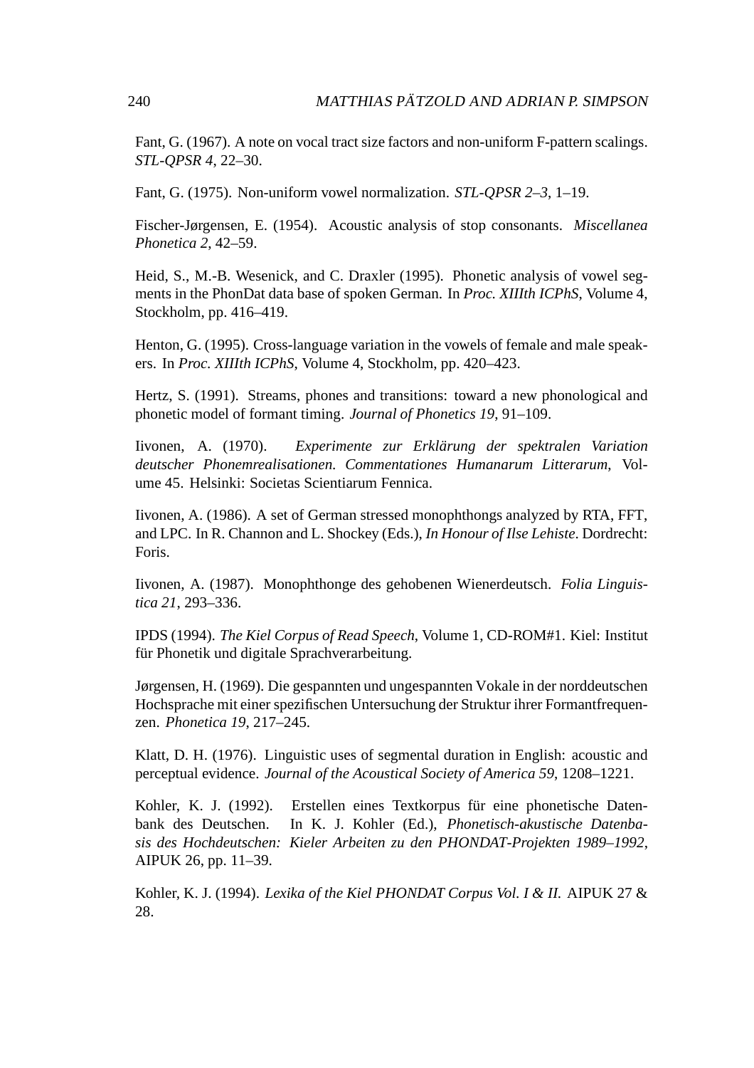Fant, G. (1967). A note on vocal tract size factors and non-uniform F-pattern scalings. *STL-QPSR 4*, 22–30.

Fant, G. (1975). Non-uniform vowel normalization. *STL-QPSR 2–3*, 1–19.

Fischer-Jørgensen, E. (1954). Acoustic analysis of stop consonants. *Miscellanea Phonetica 2*, 42–59.

Heid, S., M.-B. Wesenick, and C. Draxler (1995). Phonetic analysis of vowel segments in the PhonDat data base of spoken German. In *Proc. XIIIth ICPhS*, Volume 4, Stockholm, pp. 416–419.

Henton, G. (1995). Cross-language variation in the vowels of female and male speakers. In *Proc. XIIIth ICPhS*, Volume 4, Stockholm, pp. 420–423.

Hertz, S. (1991). Streams, phones and transitions: toward a new phonological and phonetic model of formant timing. *Journal of Phonetics 19*, 91–109.

Iivonen, A. (1970). *Experimente zur Erklärung der spektralen Variation deutscher Phonemrealisationen. Commentationes Humanarum Litterarum*, Volume 45. Helsinki: Societas Scientiarum Fennica.

Iivonen, A. (1986). A set of German stressed monophthongs analyzed by RTA, FFT, and LPC. In R. Channon and L. Shockey (Eds.), *In Honour of Ilse Lehiste*. Dordrecht: Foris.

Iivonen, A. (1987). Monophthonge des gehobenen Wienerdeutsch. *Folia Linguistica 21*, 293–336.

IPDS (1994). *The Kiel Corpus of Read Speech*, Volume 1, CD-ROM#1. Kiel: Institut für Phonetik und digitale Sprachverarbeitung.

Jørgensen, H. (1969). Die gespannten und ungespannten Vokale in der norddeutschen Hochsprache mit einer spezifischen Untersuchung der Struktur ihrer Formantfrequenzen. *Phonetica 19*, 217–245.

Klatt, D. H. (1976). Linguistic uses of segmental duration in English: acoustic and perceptual evidence. *Journal of the Acoustical Society of America 59*, 1208–1221.

Kohler, K. J. (1992). Erstellen eines Textkorpus für eine phonetische Datenbank des Deutschen. In K. J. Kohler (Ed.), *Phonetisch-akustische Datenbasis des Hochdeutschen: Kieler Arbeiten zu den PHONDAT-Projekten 1989–1992*, AIPUK 26, pp. 11–39.

Kohler, K. J. (1994). *Lexika of the Kiel PHONDAT Corpus Vol. I & II.* AIPUK 27 & 28.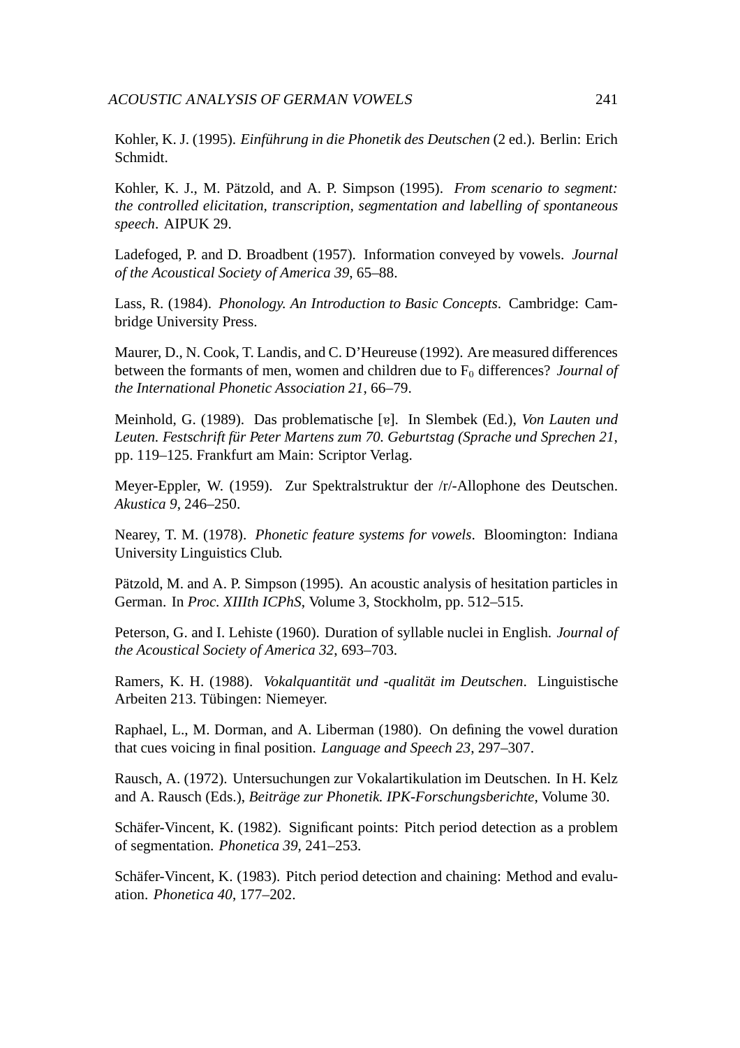Kohler, K. J. (1995). *Einführung in die Phonetik des Deutschen* (2 ed.). Berlin: Erich Schmidt.

Kohler, K. J., M. Pätzold, and A. P. Simpson (1995). *From scenario to segment: the controlled elicitation, transcription, segmentation and labelling of spontaneous speech*. AIPUK 29.

Ladefoged, P. and D. Broadbent (1957). Information conveyed by vowels. *Journal of the Acoustical Society of America 39*, 65–88.

Lass, R. (1984). *Phonology. An Introduction to Basic Concepts*. Cambridge: Cambridge University Press.

Maurer, D., N. Cook, T. Landis, and C. D'Heureuse (1992). Are measured differences between the formants of men, women and children due to $F_0$ differences? *Journal of the International Phonetic Association 21*, 66–79.

Meinhold, G. (1989). Das problematische [ɐ]. In Slembek (Ed.), *Von Lauten und Leuten. Festschrift für Peter Martens zum 70. Geburtstag (Sprache und Sprechen 21*, pp. 119–125. Frankfurt am Main: Scriptor Verlag.

Meyer-Eppler, W. (1959). Zur Spektralstruktur der /r/-Allophone des Deutschen. *Akustica 9*, 246–250.

Nearey, T. M. (1978). *Phonetic feature systems for vowels*. Bloomington: Indiana University Linguistics Club.

Pätzold, M. and A. P. Simpson (1995). An acoustic analysis of hesitation particles in German. In *Proc. XIIIth ICPhS*, Volume 3, Stockholm, pp. 512–515.

Peterson, G. and I. Lehiste (1960). Duration of syllable nuclei in English. *Journal of the Acoustical Society of America 32*, 693–703.

Ramers, K. H. (1988). *Vokalquantität und -qualität im Deutschen*. Linguistische Arbeiten 213. Tübingen: Niemeyer.

Raphael, L., M. Dorman, and A. Liberman (1980). On defining the vowel duration that cues voicing in final position. *Language and Speech 23*, 297–307.

Rausch, A. (1972). Untersuchungen zur Vokalartikulation im Deutschen. In H. Kelz and A. Rausch (Eds.), *Beiträge zur Phonetik. IPK-Forschungsberichte*, Volume 30.

Schäfer-Vincent, K. (1982). Significant points: Pitch period detection as a problem of segmentation. *Phonetica 39*, 241–253.

Schäfer-Vincent, K. (1983). Pitch period detection and chaining: Method and evaluation. *Phonetica 40*, 177–202.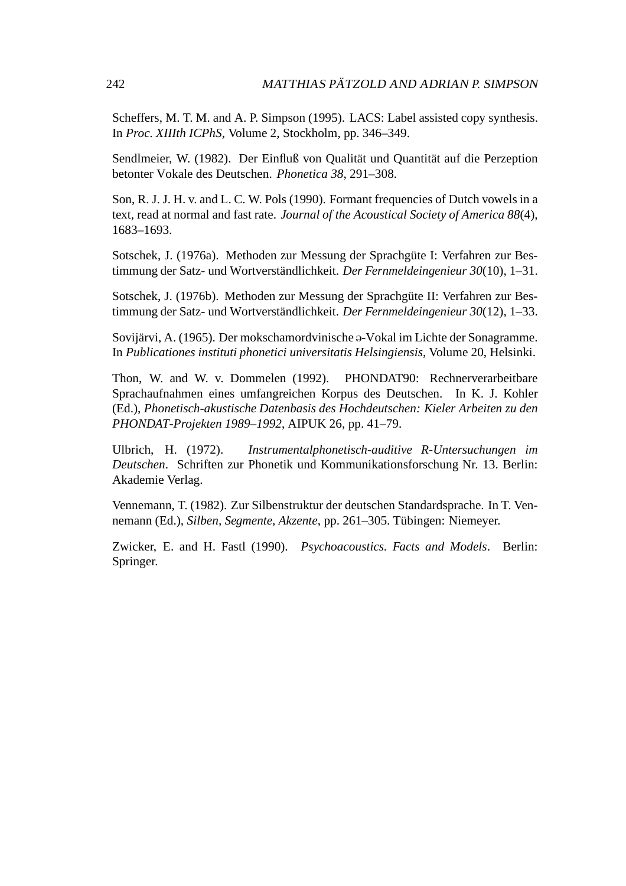Scheffers, M. T. M. and A. P. Simpson (1995). LACS: Label assisted copy synthesis. In *Proc. XIIIth ICPhS*, Volume 2, Stockholm, pp. 346–349.

Sendlmeier, W. (1982). Der Einfluß von Qualität und Quantität auf die Perzeption betonter Vokale des Deutschen. *Phonetica 38*, 291–308.

Son, R. J. J. H. v. and L. C. W. Pols (1990). Formant frequencies of Dutch vowels in a text, read at normal and fast rate. *Journal of the Acoustical Society of America 88*(4), 1683–1693.

Sotschek, J. (1976a). Methoden zur Messung der Sprachgüte I: Verfahren zur Bestimmung der Satz- und Wortverständlichkeit. *Der Fernmeldeingenieur 30*(10), 1–31.

Sotschek, J. (1976b). Methoden zur Messung der Sprachgüte II: Verfahren zur Bestimmung der Satz- und Wortverständlichkeit. *Der Fernmeldeingenieur 30*(12), 1–33.

Sovijärvi, A. (1965). Der mokschamordvinische ə-Vokal im Lichte der Sonagramme. In *Publicationes instituti phonetici universitatis Helsingiensis*, Volume 20, Helsinki.

Thon, W. and W. v. Dommelen (1992). PHONDAT90: Rechnerverarbeitbare Sprachaufnahmen eines umfangreichen Korpus des Deutschen. In K. J. Kohler (Ed.), *Phonetisch-akustische Datenbasis des Hochdeutschen: Kieler Arbeiten zu den PHONDAT-Projekten 1989–1992*, AIPUK 26, pp. 41–79.

Ulbrich, H. (1972). *Instrumentalphonetisch-auditive R-Untersuchungen im Deutschen*. Schriften zur Phonetik und Kommunikationsforschung Nr. 13. Berlin: Akademie Verlag.

Vennemann, T. (1982). Zur Silbenstruktur der deutschen Standardsprache. In T. Vennemann (Ed.), *Silben, Segmente, Akzente*, pp. 261–305. Tübingen: Niemeyer.

Zwicker, E. and H. Fastl (1990). *Psychoacoustics. Facts and Models*. Berlin: Springer.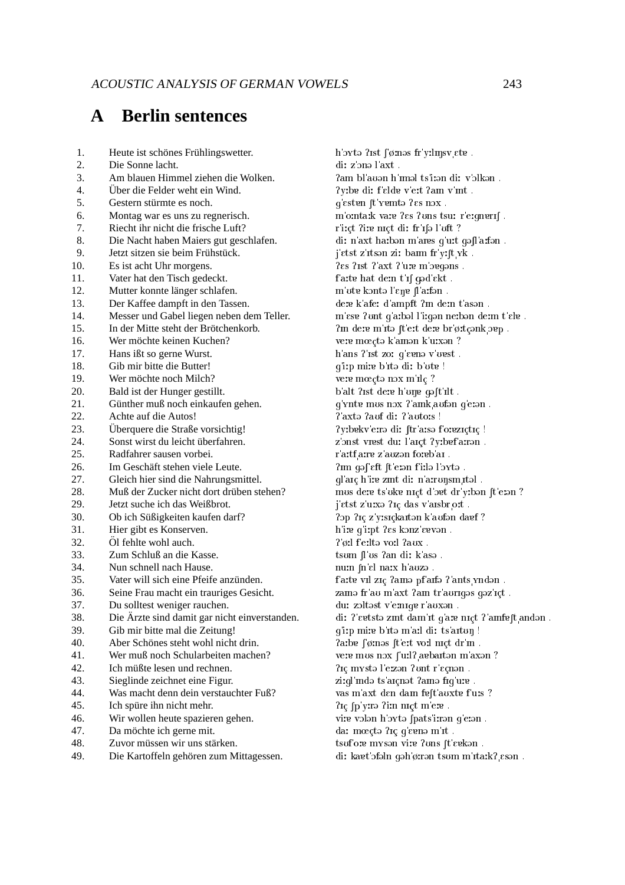# A Berlin sentences

| | | |
|---|---|---|
| 1. | Heute ist schönes Frühlingswetter. | hˈɔʏtə ʔɪst ʃˈøːnəs frˈyːlɪŋsvˌɛtɐ . |
| 2. | Die Sonne lacht. | diː zˈɔnə lˈaxt . |
| 3. | Am blauen Himmel ziehen die Wolken. | ʔam blˈaʊən hˈɪməl tsˈiːən diː vˈɔlkən . |
| 4. | Über die Felder weht ein Wind. | ʔyːbɐ diː fˈɛldɐ vˈeːt ʔaɪn vˈɪnt . |
| 5. | Gestern stürmte es noch. | gˈɛstɐn ʃtˈʏɐmtə ʔɛs nɔx . |
| 6. | Montag war es uns zu regnerisch. | mˈoːntaːk vaːɐ ʔɛs ʔʊns tsuː rˈeːgnərɪʃ . |
| 7. | Riecht ihr nicht die frische Luft? | rˈiːçt ʔiːɐ nɪçt diː frˈɪʃə lˈʊft ? |
| 8. | Die Nacht haben Maiers gut geschlafen. | diː nˈaxt haːbən mˈaɪɐs gˈuːt gəʃlˈaːfən . |
| 9. | Jetzt sitzen sie beim Frühstück. | jˈɛtst zˈɪtsən ziː baɪm frˈyːʃtˌʏk . |
| 10. | Es ist acht Uhr morgens. | ʔɛs ʔɪst ʔˈaxt ʔˈuːɐ mˈɔɐgəns . |
| 11. | Vater hat den Tisch gedeckt. | fˈaːtɐ hat deːn tˈɪʃ gədˈɛkt . |
| 12. | Mutter konnte länger schlafen. | mˈʊtɐ kɔntə lˈɛŋɐ ʃlˈaːfən . |
| 13. | Der Kaffee dampft in den Tassen. | deːɐ kˈafeː dˈampft ʔɪn deːn tˈasən . |
| 14. | Messer und Gabel liegen neben dem Teller. | mˈɛsɐ ʔʊnt gˈaːbəl lˈiːgən neːbən deːm tˈɛlɐ . |
| 15. | In der Mitte steht der Brötchenkorb. | ʔɪn deːɐ mˈɪtə ʃtˈeːt deːɐ brˈøːtçənkˌɔɐp . |
| 16. | Wer möchte keinen Kuchen? | veːɐ mœçtə kˈaɪnən kˈuːxən ? |
| 17. | Hans ißt so gerne Wurst. | hˈans ʔˈɪst zoː gˈɛɐnə vˈʊɐst . |
| 18. | Gib mir bitte die Butter! | gˈiːp miːɐ bˈɪtə diː bˈʊtɐ ! |
| 19. | Wer möchte noch Milch? | veːɐ mœçtə nɔx mˈɪlç ? |
| 20. | Bald ist der Hunger gestillt. | bˈalt ʔɪst deːɐ hˈʊŋɐ gəʃtˈɪlt . |
| 21. | Günther muß noch einkaufen gehen. | gˈʏntɐ mʊs nɔx ʔˈaɪnkˌaʊfən gˈeːən . |
| 22. | Achte auf die Autos! | ʔˈaxtə ʔaʊf diː ʔˈaʊtoːs ! |
| 23. | Überquere die Straße vorsichtig! | ʔyːbɐkvˈeːrə diː ʃtrˈaːsə fˈoːɐzɪçtɪç ! |
| 24. | Sonst wirst du leicht überfahren. | zˈɔnst vɪɐst duː lˈaɪçt ʔyːbɐfˈaːrən . |
| 25. | Radfahrer sausen vorbei. | rˈaːtfˌaːrɐ zˈaʊzən foːɐbˈaɪ . |
| 26. | Im Geschäft stehen viele Leute. | ʔɪm gəʃˈɛft ʃtˈeːən fˈiːlə lˈɔʏtə . |
| 27. | Gleich hier sind die Nahrungsmittel. | glˈaɪç hˈiːɐ zɪnt diː nˈaːrʊŋsmˌɪtəl . |
| 28. | Muß der Zucker nicht dort drüben stehen? | mʊs deːɐ tsˈʊkɐ nɪçt dˈɔɐt drˈyːbən ʃtˈeːən ? |
| 29. | Jetzt suche ich das Weißbrot. | jˈɛtst zˈuːxə ʔɪç das vˈaɪsbrˌoːt . |
| 30. | Ob ich Süßigkeiten kaufen darf? | ʔɔp ʔɪç zˈyːsɪçkaɪtən kˈaʊfən daɐf ? |
| 31. | Hier gibt es Konserven. | hˈiːɐ gˈiːpt ʔɛs kɔnzˈɛɐvən . |
| 32. | Öl fehlte wohl auch. | ʔˈøːl fˈeːltə voːl ʔaʊx . |
| 33. | Zum Schluß an die Kasse. | tsʊm ʃlˈʊs ʔan diː kˈasə . |
| 34. | Nun schnell nach Hause. | nuːn ʃnˈɛl naːx hˈaʊzə . |
| 35. | Vater will sich eine Pfeife anzünden. | fˈaːtɐ vɪl zɪç ʔaɪnə pfˈaɪfə ʔˈantsˌʏndən . |
| 36. | Seine Frau macht ein trauriges Gesicht. | zaɪnə frˈaʊ mˈaxt ʔaɪn trˈaʊrɪgəs gəzˈɪçt . |
| 37. | Du solltest weniger rauchen. | duː zɔltəst vˈeːnɪgɐ rˈaʊxən . |
| 38. | Die Ärzte sind damit gar nicht einverstanden. | diː ʔˈɛɐtstə zɪnt daːmˈɪt gˈaːɐ nɪçt ʔˈaɪnfɐʃtˌandən . |
| 39. | Gib mir bitte mal die Zeitung! | gˈiːp miːɐ bˈɪtə mˈaːl diː tsˈaɪtʊŋ ! |
| 40. | Aber Schönes steht wohl nicht drin. | ʔaːbɐ ʃˈøːnəs ʃtˈeːt voːl nɪçt drˈɪn . |
| 41. | Wer muß noch Schularbeiten machen? | veːɐ mʊs nɔx ʃˈuːlʔˌaɐbaɪtən mˈaxən ? |
| 42. | Ich müßte lesen und rechnen. | ʔɪç mʏstə lˈeːzən ʔʊnt rˈɛçnən . |
| 43. | Sieglinde zeichnet eine Figur. | ziːglˈɪndə tsˈaɪçnət ʔaɪnə fɪgˈuːɐ . |
| 44. | Was macht denn dein verstauchter Fuß? | vas mˈaxt dɛn daɪn fɐʃtˈaʊxtɐ fˈuːs ? |
| 45. | Ich spüre ihn nicht mehr. | ʔɪç ʃpˈyːrə ʔiːn nɪçt mˈeːɐ . |
| 46. | Wir wollen heute spazieren gehen. | viːɐ vɔlən hˈɔʏtə ʃpatsˈiːrən gˈeːən . |
| 47. | Da möchte ich gerne mit. | daː mœçtə ʔɪç gˈɛɐnə mˈɪt . |
| 48. | Zuvor müssen wir uns stärken. | tsuːfˈoːɐ mʏsən viːɐ ʔʊns ʃtˈɛɐkən . |
| 49. | Die Kartoffeln gehören zum Mittagessen. | diː kaɐtˈɔfəln gəhˈøːrən tsʊm mˈɪtaːkʔˌɛsən . |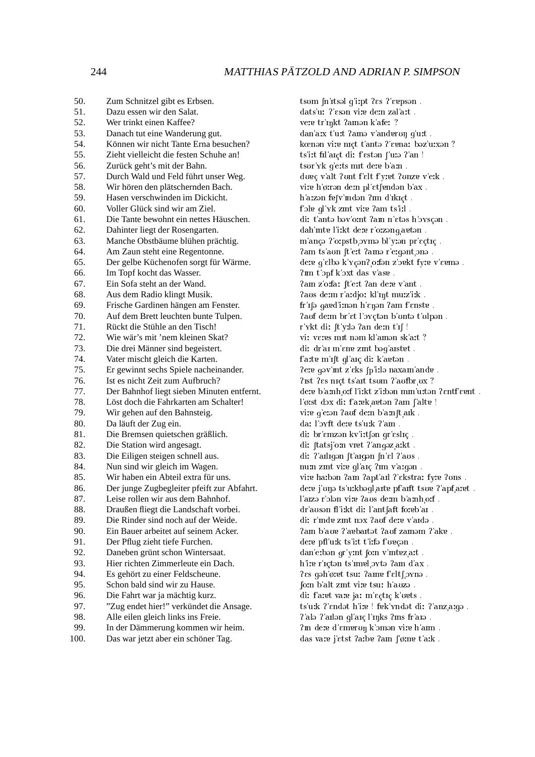| | | |
|---|---|---|
| 50. | Zum Schnitzel gibt es Erbsen. | tsʊm ʃn'ɪtsəl g'iːpt ʔɛs ʔ'ɛɐpsən . |
| 51. | Dazu essen wir den Salat. | dats'uː ʔ'ɛsən viːɐ deːn zal'aːt . |
| 52. | Wer trinkt einen Kaffee? | veːɐ tr'ɪŋkt ʔaɪnən k'afeː ? |
| 53. | Danach tut eine Wanderung gut. | dan'aːx t'uːt ʔaɪnə v'andərʊŋ g'uːt . |
| 54. | Können wir nicht Tante Erna besuchen? | kœnən viːɐ nɪçt t'antə ʔ'ɛɐnaː bəz'uːxən ? |
| 55. | Zieht vielleicht die festen Schuhe an! | ts'iːt fɪl'aɪçt diː f'ɛstən ʃ'uːə ʔ'an ! |
| 56. | Zurück geht's mit der Bahn. | tsʊr'ʏk g'eːts mɪt deːɐ b'aːn . |
| 57. | Durch Wald und Feld führt unser Weg. | dʊɐç v'alt ʔʊnt f'ɛlt f'yːɐt ʔʊnzɐ v'eːk . |
| 58. | Wir hören den plätschernden Bach. | viːɐ h'øːrən deːn pl'ɛtʃɐndən b'ax . |
| 59. | Hasen verschwinden im Dickicht. | h'aːzən fɛʃv'ɪndən ʔɪm d'ɪkɪçt . |
| 60. | Voller Glück sind wir am Ziel. | f'ɔlɐ gl'ʏk zɪnt viːɐ ʔam ts'iːl . |
| 61. | Die Tante bewohnt ein nettes Häuschen. | diː t'antə bəv'oːnt ʔaɪn n'ɛtəs h'ɔʏsçən . |
| 62. | Dahinter liegt der Rosengarten. | dah'ɪntɐ l'iːkt deːɐ r'oːzənˌgaɐtən . |
| 63. | Manche Obstbäume blühen prächtig. | m'ançə ʔ'oːpstbˌɔʏmə bl'yːən pr'ɛçtɪç . |
| 64. | Am Zaun steht eine Regentonne. | ʔam ts'aʊn ʃt'eːt ʔaɪnə r'eːgəntˌɔnə . |
| 65. | Der gelbe Küchenofen sorgt für Wärme. | deːɐ g'ɛlbə k'ʏçənʔˌoːfən z'ɔɐkt fyːɐ v'ɛɐmə . |
| 66. | Im Topf kocht das Wasser. | ʔɪm t'ɔpf k'ɔxt das v'asɐ . |
| 67. | Ein Sofa steht an der Wand. | ʔaɪn z'oːfaː ʃt'eːt ʔan deːɐ v'ant . |
| 68. | Aus dem Radio klingt Musik. | ʔaʊs deːm r'aːdjoː kl'ɪŋt muːz'iːk . |
| 69. | Frische Gardinen hängen am Fenster. | fr'ɪʃə gaɐd'iːnən h'ɛŋən ʔam f'ɛnstɐ . |
| 70. | Auf dem Brett leuchten bunte Tulpen. | ʔaʊf deːm br'ɛt l'ɔʏçtən b'ʊntə t'ʊlpən . |
| 71. | Rückt die Stühle an den Tisch! | r'ʏkt diː ʃt'yːlə ʔan deːn t'ɪʃ ! |
| 72. | Wie wär's mit 'nem kleinen Skat? | viː vɛːɐs mɪt nəm kl'aɪnən sk'aːt ? |
| 73. | Die drei Männer sind begeistert. | diː dr'aɪ m'ɛnɐ zɪnt bəg'aɪstɐt . |
| 74. | Vater mischt gleich die Karten. | f'aːtɐ m'ɪʃt gl'aɪç diː k'aɐtən . |
| 75. | Er gewinnt sechs Spiele nacheinander. | ʔeːɐ gəv'ɪnt z'ɛks ʃp'iːlə naxaɪn'andɐ . |
| 76. | Ist es nicht Zeit zum Aufbruch? | ʔɪst ʔɛs nɪçt ts'aɪt tsʊm ʔ'aʊfbrˌʊx ? |
| 77. | Der Bahnhof liegt sieben Minuten entfernt. | deːɐ b'aːnhˌoːf l'iːkt z'iːbən mɪn'uːtən ʔɛntf'ɛɐnt . |
| 78. | Löst doch die Fahrkarten am Schalter! | l'øːst dɔx diː f'aːɐkˌaɐtən ʔam ʃ'altɐ ! |
| 79. | Wir gehen auf den Bahnsteig. | viːɐ g'eːən ʔaʊf deːn b'aːnʃtˌaɪk . |
| 80. | Da läuft der Zug ein. | daː l'ɔʏft deːɐ ts'uːk ʔ'aɪn . |
| 81. | Die Bremsen quietschen gräßlich. | diː br'ɛmzən kv'iːtʃən gr'ɛslɪç . |
| 82. | Die Station wird angesagt. | diː ʃtatsj'oːn vɪɐt ʔ'angəzˌaːkt . |
| 83. | Die Eiligen steigen schnell aus. | diː ʔ'aɪlɪgən ʃt'aɪgən ʃn'ɛl ʔ'aʊs . |
| 84. | Nun sind wir gleich im Wagen. | nuːn zɪnt viːɐ gl'aɪç ʔɪm v'aːgən . |
| 85. | Wir haben ein Abteil extra für uns. | viːɐ haːbən ʔaɪn ʔapt'aɪl ʔ'ɛkstraː fyːɐ ʔʊns . |
| 86. | Der junge Zugbegleiter pfeift zur Abfahrt. | deːɐ j'ʊŋə ts'uːkbəglˌaɪtɐ pf'aɪft tsuɐ ʔ'apfˌaːɐt . |
| 87. | Leise rollen wir aus dem Bahnhof. | l'aɪzə r'ɔlən viːɐ ʔaʊs deːm b'aːnhˌoːf . |
| 88. | Draußen fliegt die Landschaft vorbei. | dr'aʊsən fl'iːkt diː l'antʃaft foːɐb'aɪ . |
| 89. | Die Rinder sind noch auf der Weide. | diː r'ɪndɐ zɪnt nɔx ʔaʊf deːɐ v'aɪdə . |
| 90. | Ein Bauer arbeitet auf seinem Acker. | ʔaɪn b'aʊɐ ʔ'aɐbaɪtət ʔaʊf zaɪnəm ʔ'akɐ . |
| 91. | Der Pflug zieht tiefe Furchen. | deːɐ pfl'uːk ts'iːt t'iːfə f'ʊɐçən . |
| 92. | Daneben grünt schon Wintersaat. | dan'eːbən gr'yːnt ʃoːn v'ɪntɐzˌaːt . |
| 93. | Hier richten Zimmerleute ein Dach. | h'iːɐ r'ɪçtən ts'ɪmɐlˌɔʏtə ʔaɪn d'ax . |
| 94. | Es gehört zu einer Feldscheune. | ʔɛs gəh'øːɐt tsuː ʔaɪnɐ f'ɛltʃˌɔʏnə . |
| 95. | Schon bald sind wir zu Hause. | ʃoːn b'alt zɪnt viːɐ tsuː h'aʊzə . |
| 96. | Die Fahrt war ja mächtig kurz. | diː f'aːɐt vaːɐ jaː m'ɛçtɪç k'ʊɐts . |
| 97. | "Zug endet hier!" verkündet die Ansage. | ts'uːk ʔ'ɛndət h'iːɐ ! fɛɐk'ʏndət diː ʔ'anzˌaːgə . |
| 98. | Alle eilen gleich links ins Freie. | ʔ'alə ʔ'aɪlən gl'aɪç l'ɪŋks ʔɪns fr'aɪə . |
| 99. | In der Dämmerung kommen wir heim. | ʔɪn deːɐ d'ɛmərʊŋ k'ɔmən viːɐ h'aɪm . |
| 100. | Das war jetzt aber ein schöner Tag. | das vaːɐ j'ɛtst ʔaːbɐ ʔaɪn ʃ'øːnɐ t'aːk . |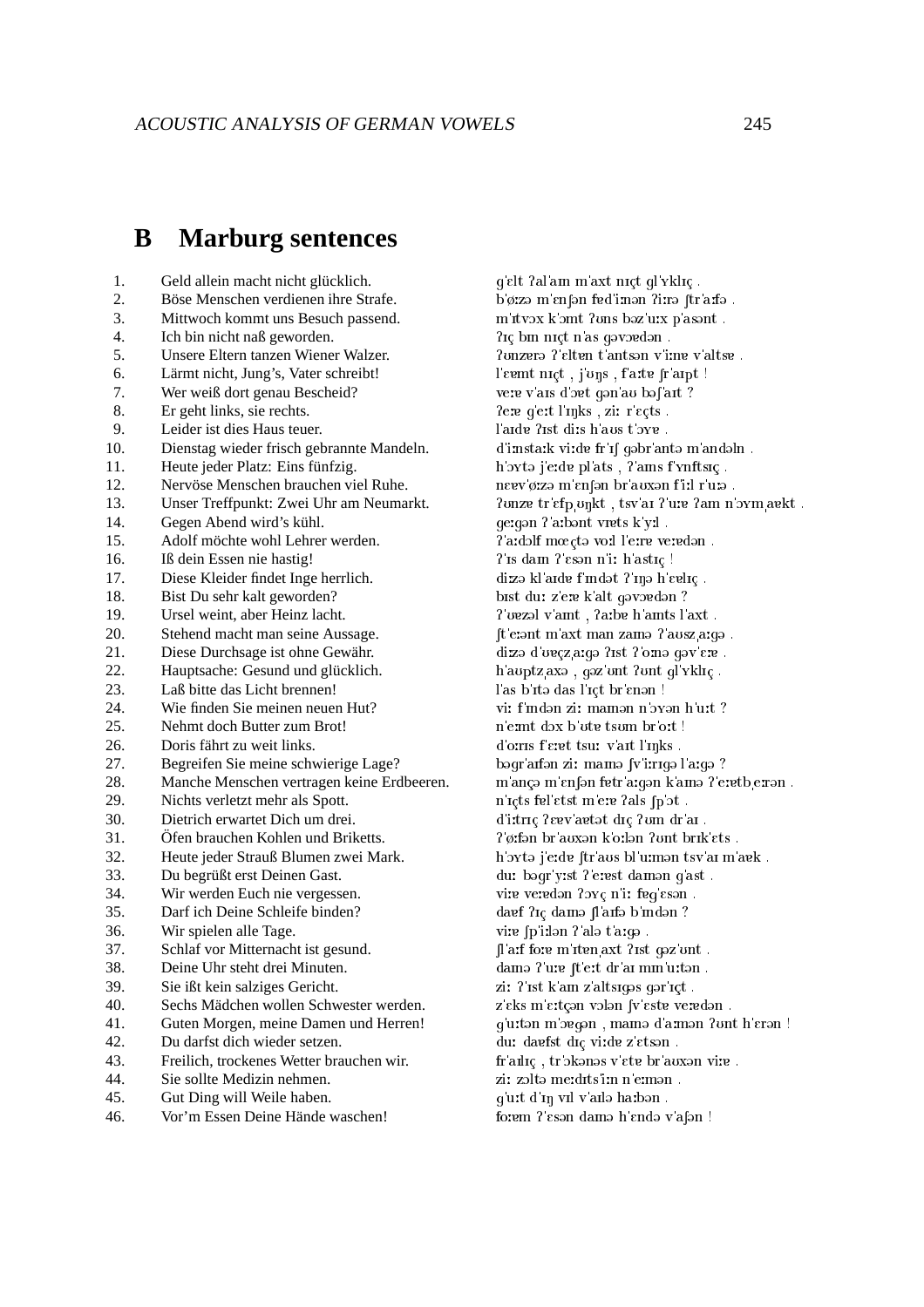## B Marburg sentences

| | | |
|---|---|---|
| 1. | Geld allein macht nicht glücklich. | g'ɛlt ʔal'aɪn m'axt nɪçt gl'ʏklɪç . |
| 2. | Böse Menschen verdienen ihre Strafe. | b'øːzə m'ɛnʃən fɐd'iːnən ʔiːrə ʃtr'aːfə . |
| 3. | Mittwoch kommt uns Besuch passend. | m'ɪtvɔx k'ɔmt ʔʊns bəz'uːx p'asənt . |
| 4. | Ich bin nicht naß geworden. | ʔɪç bɪn nɪçt n'as gəvɔɐdən . |
| 5. | Unsere Eltern tanzen Wiener Walzer. | ʔʊnzərə ʔ'ɛltɐn t'antsən v'iːnɐ v'altsɐ . |
| 6. | Lärmt nicht, Jung's, Vater schreibt! | l'ɛɐmt nɪçt , j'ʊŋs , f'aːtɐ ʃr'aɪpt ! |
| 7. | Wer weiß dort genau Bescheid? | veːɐ v'aɪs d'ɔɐt gən'aʊ bəʃ'aɪt ? |
| 8. | Er geht links, sie rechts. | ʔeːɐ g'eːt l'ɪŋks , ziː r'ɛçts . |
| 9. | Leider ist dies Haus teuer. | l'aɪdɐ ʔɪst diːs h'aʊs t'ɔʏɐ . |
| 10. | Dienstag wieder frisch gebrannte Mandeln. | d'iːnstaːk viːdɐ fr'ɪʃ gəbr'antə m'andəln . |
| 11. | Heute jeder Platz: Eins fünfzig. | h'ɔʏtə j'eːdɐ pl'ats , ʔ'aɪns f'ʏnftsɪç . |
| 12. | Nervöse Menschen brauchen viel Ruhe. | nɛɐv'øːzə m'ɛnʃən br'aʊxən f'iːl r'uːə . |
| 13. | Unser Treffpunkt: Zwei Uhr am Neumarkt. | ʔʊnzɐ tr'ɛfpˌʊŋkt , tsv'aɪ ʔ'uːɐ ʔam n'ɔʏmˌaɐkt . |
| 14. | Gegen Abend wird's kühl. | geːgən ʔ'aːbənt vɪɐts k'yːl . |
| 15. | Adolf möchte wohl Lehrer werden. | ʔ'aːdɔlf mœçtə voːl l'eːrɐ veːɐdən . |
| 16. | Iß dein Essen nie hastig! | ʔ'ɪs daɪn ʔ'ɛsən n'iː h'astɪç ! |
| 17. | Diese Kleider findet Inge herrlich. | diːzə kl'aɪdɐ f'ɪndət ʔ'ɪŋə h'ɛɐlɪç . |
| 18. | Bist Du sehr kalt geworden? | bɪst duː z'eːɐ k'alt gəvɔɐdən ? |
| 19. | Ursel weint, aber Heinz lacht. | ʔ'ʊɐzəl v'aɪnt , ʔaːbɐ h'aɪnts l'axt . |
| 20. | Stehend macht man seine Aussage. | ʃt'eːənt m'axt man zaɪnə ʔ'aʊszˌaːgə . |
| 21. | Diese Durchsage ist ohne Gewähr. | diːzə d'ʊɐçzˌaːgə ʔɪst ʔ'oːnə gəv'ɛːɐ . |
| 22. | Hauptsache: Gesund und glücklich. | h'aʊptzˌaxə , gəz'ʊnt ʔʊnt gl'ʏklɪç . |
| 23. | Laß bitte das Licht brennen! | l'as b'ɪtə das l'ɪçt br'ɛnən ! |
| 24. | Wie finden Sie meinen neuen Hut? | viː f'ɪndən ziː maɪnən n'ɔʏən h'uːt ? |
| 25. | Nehmt doch Butter zum Brot! | n'eːmt dɔx b'ʊtɐ tsʊm br'oːt ! |
| 26. | Doris fährt zu weit links. | d'oːrɪs f'ɛːɐt tsuː v'aɪt l'ɪŋks . |
| 27. | Begreifen Sie meine schwierige Lage? | bəgr'aɪfən ziː maɪnə ʃv'iːrɪgə l'aːgə ? |
| 28. | Manche Menschen vertragen keine Erdbeeren. | m'ançə m'ɛnʃən fɐtr'aːgən k'aɪnə ʔ'eːɐtbˌeːrən . |
| 29. | Nichts verletzt mehr als Spott. | n'ɪçts fɐl'ɛtst m'eːɐ ʔals ʃp'ɔt . |
| 30. | Dietrich erwartet Dich um drei. | d'iːtrɪç ʔɛɐv'aɐtət dɪç ʔʊm dr'aɪ . |
| 31. | Öfen brauchen Kohlen und Briketts. | ʔ'øːfən br'aʊxən k'oːlən ʔʊnt brɪk'ɛts . |
| 32. | Heute jeder Strauß Blumen zwei Mark. | h'ɔʏtə j'eːdɐ ʃtr'aʊs bl'uːmən tsv'aɪ m'aɐk . |
| 33. | Du begrüßt erst Deinen Gast. | duː bəgr'yːst ʔ'eːɐst daɪnən g'ast . |
| 34. | Wir werden Euch nie vergessen. | viːɐ veːɐdən ʔɔʏç n'iː fɐg'ɛsən . |
| 35. | Darf ich Deine Schleife binden? | daɐf ʔɪç daɪnə ʃl'aɪfə b'ɪndən ? |
| 36. | Wir spielen alle Tage. | viːɐ ʃp'iːlən ʔ'alə t'aːgə . |
| 37. | Schlaf vor Mitternacht ist gesund. | ʃl'aːf foːɐ m'ɪtɐnˌaxt ʔɪst gəz'ʊnt . |
| 38. | Deine Uhr steht drei Minuten. | daɪnə ʔ'uːɐ ʃt'eːt dr'aɪ mɪn'uːtən . |
| 39. | Sie ißt kein salziges Gericht. | ziː ʔ'ɪst k'aɪn z'altsɪgəs gər'ɪçt . |
| 40. | Sechs Mädchen wollen Schwester werden. | z'ɛks m'ɛːtçən vɔlən ʃv'ɛstɐ veːɐdən . |
| 41. | Guten Morgen, meine Damen und Herren! | g'uːtən m'ɔɐgən , maɪnə d'aːmən ʔʊnt h'ɛrən ! |
| 42. | Du darfst dich wieder setzen. | duː daɐfst dɪç viːdɐ z'ɛtsən . |
| 43. | Freilich, trockenes Wetter brauchen wir. | fr'aɪlɪç , tr'ɔkənəs v'ɛtɐ br'aʊxən viːɐ . |
| 44. | Sie sollte Medizin nehmen. | ziː zɔltə meːdɪts'iːn n'eːmən . |
| 45. | Gut Ding will Weile haben. | g'uːt d'ɪŋ vɪl v'aɪlə haːbən . |
| 46. | Vor'm Essen Deine Hände waschen! | foːɐm ʔ'ɛsən daɪnə h'ɛndə v'aʃən ! |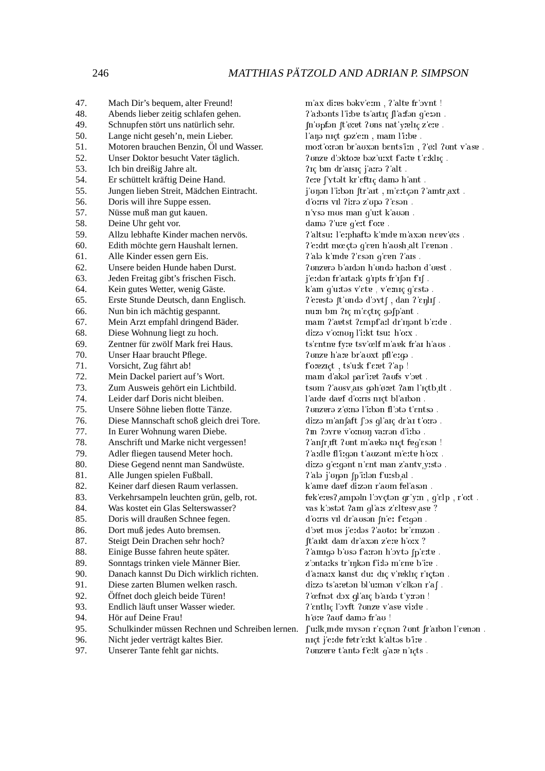| | | |
|---|---|---|
| 47. | Mach Dir's bequem, alter Freund! | m'ax diːɐs bəkv'eːm , ʔ'altɐ fr'ɔʏnt ! |
| 48. | Abends lieber zeitig schlafen gehen. | ʔ'aːbənts l'iːbɐ ts'aɪtɪç ʃl'aːfən g'eːən . |
| 49. | Schnupfen stört uns natürlich sehr. | ʃn'ʊpfən ʃt'øːɐt ʔʊns nat'yːɐlɪç z'eːɐ . |
| 50. | Lange nicht geseh'n, mein Lieber. | l'aŋə nɪçt gəz'eːn , maɪn l'iːbɐ . |
| 51. | Motoren brauchen Benzin, Öl und Wasser. | moːt'oːrən br'aʊxən bɛnts'iːn , ʔ'øːl ʔʊnt v'asɐ . |
| 52. | Unser Doktor besucht Vater täglich. | ʔʊnzɐ d'ɔktoːɐ bəz'uːxt f'aːtɐ t'ɛːklɪç . |
| 53. | Ich bin dreißig Jahre alt. | ʔɪç bɪn dr'aɪsɪç j'aːrə ʔ'alt . |
| 54. | Er schüttelt kräftig Deine Hand. | ʔeːɐ ʃ'ʏtəlt kr'ɛftɪç daɪnə h'ant . |
| 55. | Jungen lieben Streit, Mädchen Eintracht. | j'ʊŋən l'iːbən ʃtr'aɪt , m'ɛːtçən ʔ'aɪntrˌaxt . |
| 56. | Doris will ihre Suppe essen. | d'oːrɪs vɪl ʔiːrə z'ʊpə ʔ'ɛsən . |
| 57. | Nüsse muß man gut kauen. | n'ʏsə mʊs man g'uːt k'aʊən . |
| 58. | Deine Uhr geht vor. | daɪnə ʔ'uːɐ g'eːt f'oːɐ . |
| 59. | Allzu lebhafte Kinder machen nervös. | ʔ'altsuː l'eːphaftə k'ɪndɐ m'axən nɛɐv'øːs . |
| 60. | Edith möchte gern Haushalt lernen. | ʔ'eːdɪt mœçtə g'ɛɐn h'aʊshˌalt l'ɛɐnən . |
| 61. | Alle Kinder essen gern Eis. | ʔ'alə k'ɪndɐ ʔ'ɛsən g'ɛɐn ʔ'aɪs . |
| 62. | Unsere beiden Hunde haben Durst. | ʔʊnzərə b'aɪdən h'ʊndə haːbən d'ʊɐst . |
| 63. | Jeden Freitag gibt's frischen Fisch. | j'eːdən fr'aɪtaːk g'ɪpts fr'ɪʃən f'ɪʃ . |
| 64. | Kein gutes Wetter, wenig Gäste. | k'aɪn g'uːtəs v'ɛtɐ , v'eːnɪç g'ɛstə . |
| 65. | Erste Stunde Deutsch, dann Englisch. | ʔ'eːɐstə ʃt'ʊndə d'ɔʏtʃ , dan ʔ'ɛŋlɪʃ . |
| 66. | Nun bin ich mächtig gespannt. | nuːn bɪn ʔɪç m'ɛçtɪç gəʃp'ant . |
| 67. | Mein Arzt empfahl dringend Bäder. | maɪn ʔ'aɐtst ʔɛmpf'aːl dr'ɪŋənt b'ɛːdɐ . |
| 68. | Diese Wohnung liegt zu hoch. | diːzə v'oːnʊŋ l'iːkt tsuː h'oːx . |
| 69. | Zentner für zwölf Mark frei Haus. | ts'ɛntnɐ fyːɐ tsv'œlf m'aɐk fr'aɪ h'aʊs . |
| 70. | Unser Haar braucht Pflege. | ʔʊnzɐ h'aːɐ br'aʊxt pfl'eːgə . |
| 71. | Vorsicht, Zug fährt ab! | f'oːɐzɪçt , ts'uːk f'ɛːɐt ʔ'ap ! |
| 72. | Mein Dackel pariert auf's Wort. | maɪn d'akəl par'iːɐt ʔaʊfs v'ɔɐt . |
| 73. | Zum Ausweis gehört ein Lichtbild. | tsʊm ʔ'aʊsvˌaɪs gəh'øːɐt ʔaɪn l'ɪçtbˌɪlt . |
| 74. | Leider darf Doris nicht bleiben. | l'aɪdɐ daɐf d'oːrɪs nɪçt bl'aɪbən . |
| 75. | Unsere Söhne lieben flotte Tänze. | ʔʊnzərə z'øːnə l'iːbən fl'ɔtə t'ɛntsə . |
| 76. | Diese Mannschaft schoß gleich drei Tore. | diːzə m'anʃaft ʃ'ɔs gl'aɪç dr'aɪ t'oːrə . |
| 77. | In Eurer Wohnung waren Diebe. | ʔɪn ʔɔʏrɐ v'oːnʊŋ vaːrən d'iːbə . |
| 78. | Anschrift und Marke nicht vergessen! | ʔ'anʃrˌɪft ʔʊnt m'aɐkə nɪçt fɐg'ɛsən ! |
| 79. | Adler fliegen tausend Meter hoch. | ʔ'aːdlɐ fl'iːgən t'aʊzənt m'eːtɐ h'oːx . |
| 80. | Diese Gegend nennt man Sandwüste. | diːzə g'eːgənt n'ɛnt man z'antvˌyːstə . |
| 81. | Alle Jungen spielen Fußball. | ʔ'alə j'ʊŋən ʃp'iːlən f'uːsbˌal . |
| 82. | Keiner darf diesen Raum verlassen. | k'aɪnɐ daɐf diːzən r'aʊm fɐl'asən . |
| 83. | Verkehrsampeln leuchten grün, gelb, rot. | fɐk'eːɐsʔˌampəln l'ɔʏçtən gr'yːn , g'ɛlp , r'oːt . |
| 84. | Was kostet ein Glas Selterswasser? | vas k'ɔstət ʔaɪn gl'aːs z'ɛltɐsvˌasɐ ? |
| 85. | Doris will draußen Schnee fegen. | d'oːrɪs vɪl dr'aʊsən ʃn'eː f'eːgən . |
| 86. | Dort muß jedes Auto bremsen. | d'ɔɐt mʊs j'eːdəs ʔ'aʊtoː br'ɛmzən . |
| 87. | Steigt Dein Drachen sehr hoch? | ʃt'aɪkt daɪn dr'axən z'eːɐ h'oːx ? |
| 88. | Einige Busse fahren heute später. | ʔ'aɪnɪgə b'ʊsə f'aːrən h'ɔʏtə ʃp'ɛːtɐ . |
| 89. | Sonntags trinken viele Männer Bier. | z'ɔntaːks tr'ɪŋkən f'iːlə m'ɛnɐ b'iːɐ . |
| 90. | Danach kannst Du Dich wirklich richten. | d'aːnaːx kanst duː dɪç v'ɪɐklɪç r'ɪçtən . |
| 91. | Diese zarten Blumen welken rasch. | diːzə ts'aːɐtən bl'uːmən v'ɛlkən r'aʃ . |
| 92. | Öffnet doch gleich beide Türen! | ʔ'œfnət dɔx gl'aɪç b'aɪdə t'yːrən ! |
| 93. | Endlich läuft unser Wasser wieder. | ʔ'ɛntlɪç l'ɔʏft ʔʊnzɐ v'asɐ viːdɐ . |
| 94. | Hör auf Deine Frau! | h'øːɐ ʔaʊf daɪnə fr'aʊ ! |
| 95. | Schulkinder müssen Rechnen und Schreiben lernen. | ʃ'uːlkˌɪndɐ mʏsən r'ɛçnən ʔʊnt ʃr'aɪbən l'ɛɐnən . |
| 96. | Nicht jeder verträgt kaltes Bier. | nɪçt j'eːdɐ fɐtr'ɛːkt k'altəs b'iːɐ . |
| 97. | Unserer Tante fehlt gar nichts. | ʔʊnzərɐ t'antə f'eːlt g'aːɐ n'ɪçts . |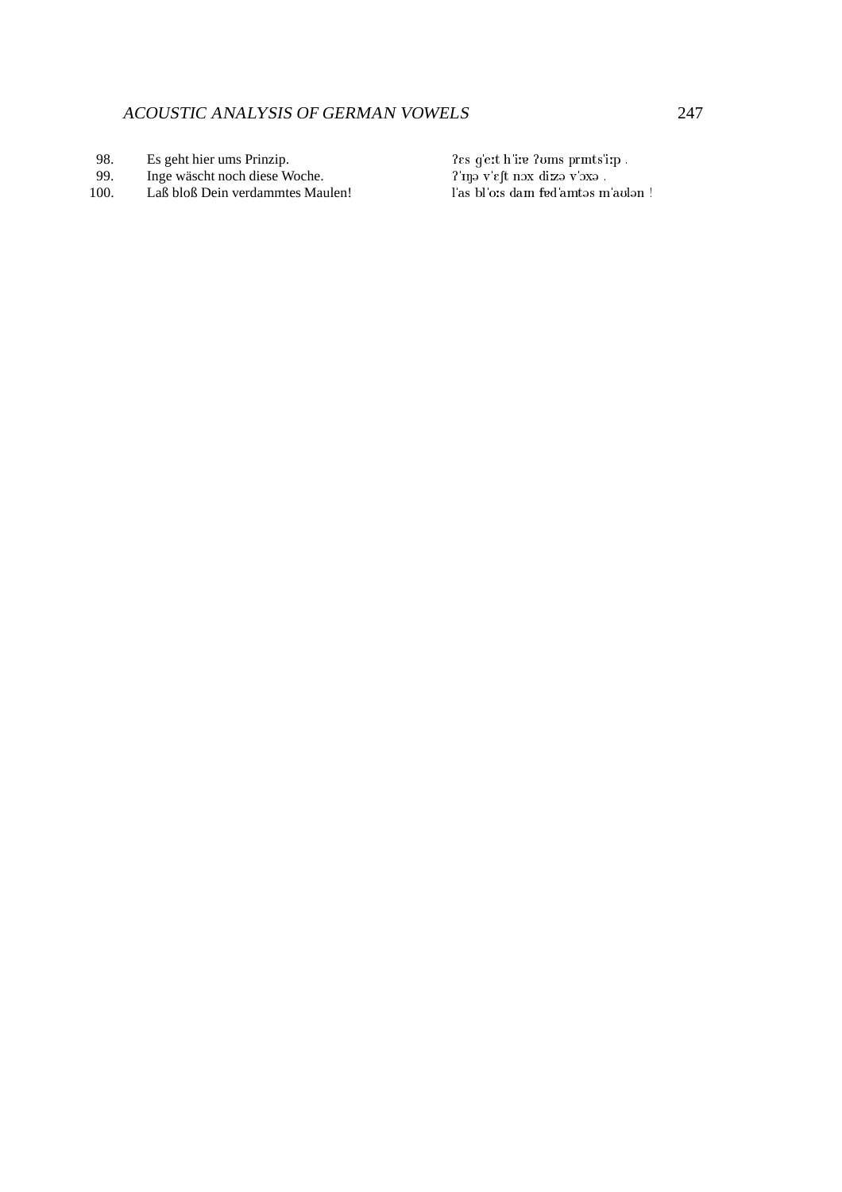| | | |
|---|---|---|
| 98. | Es geht hier ums Prinzip. | ʔɛs g'eːt h'iːɐ ʔʊms prɪnts'iːp . |
| 99. | Inge wäscht noch diese Woche. | ʔ'ɪŋə v'ɛʃt nɔx diːzə v'ɔxə . |
| 100. | Laß bloß Dein verdammtes Maulen! | l'as bl'oːs daɪn fɐd'amtəs m'aʊlən ! |